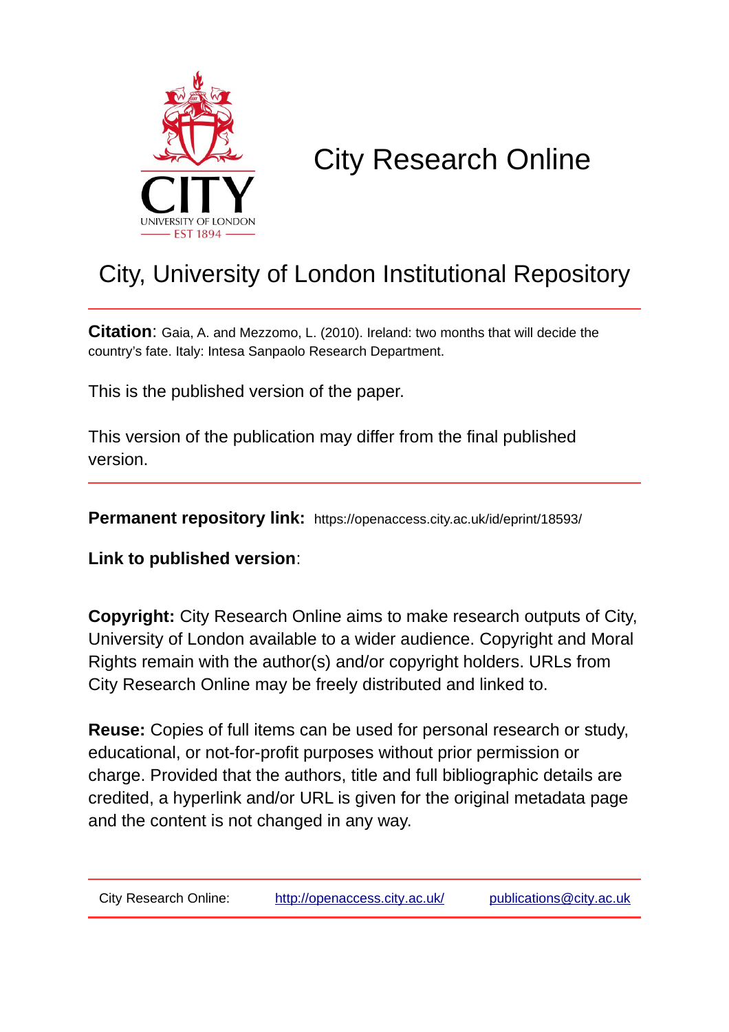# City Research Online

## City, University of London Institutional Repository

**Citation**: Gaia, A. and Mezzomo, L. (2010). Ireland: two months that will decide the country's fate. Italy: Intesa Sanpaolo Research Department.

This is the published version of the paper.

This version of the publication may differ from the final published version.

**Permanent repository link:** https://openaccess.city.ac.uk/id/eprint/18593/

**Link to published version**:

**Copyright:** City Research Online aims to make research outputs of City, University of London available to a wider audience. Copyright and Moral Rights remain with the author(s) and/or copyright holders. URLs from City Research Online may be freely distributed and linked to.

**Reuse:** Copies of full items can be used for personal research or study, educational, or not-for-profit purposes without prior permission or charge. Provided that the authors, title and full bibliographic details are credited, a hyperlink and/or URL is given for the original metadata page and the content is not changed in any way.

City Research Online: http://openaccess.city.ac.uk/ publications@city.ac.uk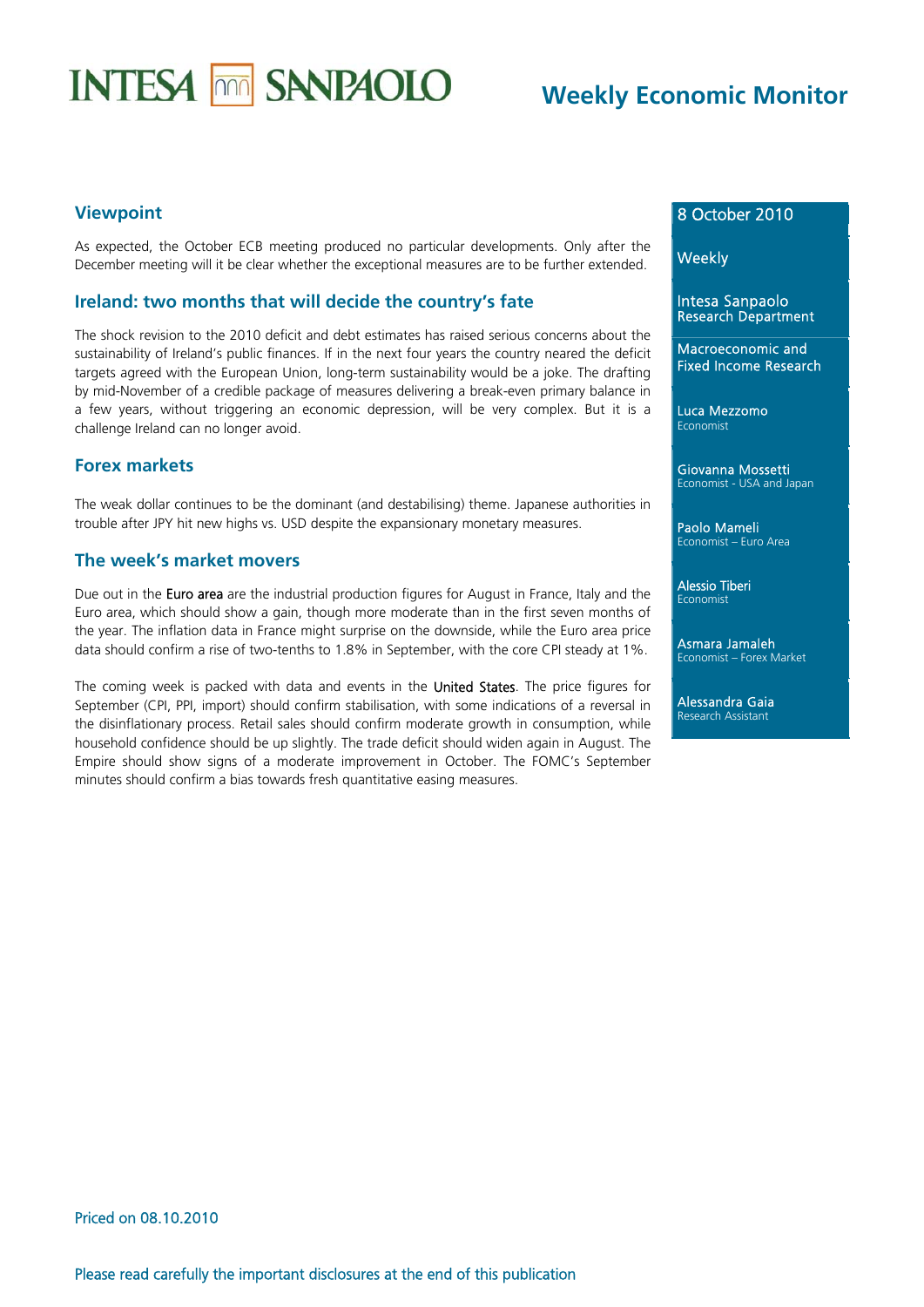# Weekly Economic Monitor

8 October 2010

Weekly

Intesa Sanpaolo
Research Department

Macroeconomic and Fixed Income Research

Luca Mezzomo
Economist

Giovanna Mossetti
Economist - USA and Japan

Paolo Mameli
Economist – Euro Area

Alessio Tiberi
Economist

Asmara Jamaleh
Economist – Forex Market

Alessandra Gaia
Research Assistant

## Viewpoint

As expected, the October ECB meeting produced no particular developments. Only after the December meeting will it be clear whether the exceptional measures are to be further extended.

## Ireland: two months that will decide the country's fate

The shock revision to the 2010 deficit and debt estimates has raised serious concerns about the sustainability of Ireland's public finances. If in the next four years the country neared the deficit targets agreed with the European Union, long-term sustainability would be a joke. The drafting by mid-November of a credible package of measures delivering a break-even primary balance in a few years, without triggering an economic depression, will be very complex. But it is a challenge Ireland can no longer avoid.

## Forex markets

The weak dollar continues to be the dominant (and destabilising) theme. Japanese authorities in trouble after JPY hit new highs vs. USD despite the expansionary monetary measures.

## The week's market movers

Due out in the Euro area are the industrial production figures for August in France, Italy and the Euro area, which should show a gain, though more moderate than in the first seven months of the year. The inflation data in France might surprise on the downside, while the Euro area price data should confirm a rise of two-tenths to 1.8% in September, with the core CPI steady at 1%.

The coming week is packed with data and events in the United States. The price figures for September (CPI, PPI, import) should confirm stabilisation, with some indications of a reversal in the disinflationary process. Retail sales should confirm moderate growth in consumption, while household confidence should be up slightly. The trade deficit should widen again in August. The Empire should show signs of a moderate improvement in October. The FOMC's September minutes should confirm a bias towards fresh quantitative easing measures.

Priced on 08.10.2010

Please read carefully the important disclosures at the end of this publication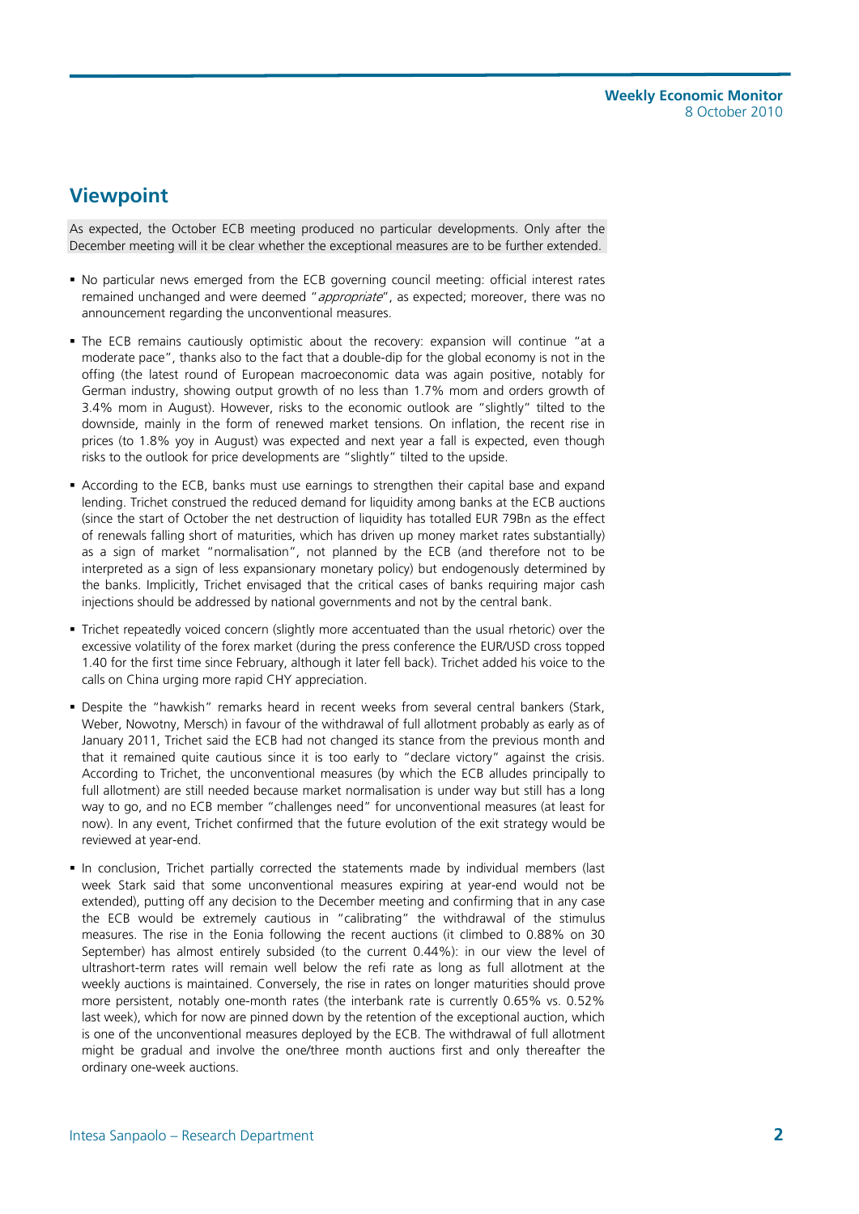## Viewpoint

As expected, the October ECB meeting produced no particular developments. Only after the December meeting will it be clear whether the exceptional measures are to be further extended.

- No particular news emerged from the ECB governing council meeting: official interest rates remained unchanged and were deemed "*appropriate*", as expected; moreover, there was no announcement regarding the unconventional measures.
- The ECB remains cautiously optimistic about the recovery: expansion will continue "at a moderate pace", thanks also to the fact that a double-dip for the global economy is not in the offing (the latest round of European macroeconomic data was again positive, notably for German industry, showing output growth of no less than 1.7% mom and orders growth of 3.4% mom in August). However, risks to the economic outlook are "slightly" tilted to the downside, mainly in the form of renewed market tensions. On inflation, the recent rise in prices (to 1.8% yoy in August) was expected and next year a fall is expected, even though risks to the outlook for price developments are "slightly" tilted to the upside.
- According to the ECB, banks must use earnings to strengthen their capital base and expand lending. Trichet construed the reduced demand for liquidity among banks at the ECB auctions (since the start of October the net destruction of liquidity has totalled EUR 79Bn as the effect of renewals falling short of maturities, which has driven up money market rates substantially) as a sign of market "normalisation", not planned by the ECB (and therefore not to be interpreted as a sign of less expansionary monetary policy) but endogenously determined by the banks. Implicitly, Trichet envisaged that the critical cases of banks requiring major cash injections should be addressed by national governments and not by the central bank.
- Trichet repeatedly voiced concern (slightly more accentuated than the usual rhetoric) over the excessive volatility of the forex market (during the press conference the EUR/USD cross topped 1.40 for the first time since February, although it later fell back). Trichet added his voice to the calls on China urging more rapid CHY appreciation.
- Despite the "hawkish" remarks heard in recent weeks from several central bankers (Stark, Weber, Nowotny, Mersch) in favour of the withdrawal of full allotment probably as early as of January 2011, Trichet said the ECB had not changed its stance from the previous month and that it remained quite cautious since it is too early to "declare victory" against the crisis. According to Trichet, the unconventional measures (by which the ECB alludes principally to full allotment) are still needed because market normalisation is under way but still has a long way to go, and no ECB member "challenges need" for unconventional measures (at least for now). In any event, Trichet confirmed that the future evolution of the exit strategy would be reviewed at year-end.
- In conclusion, Trichet partially corrected the statements made by individual members (last week Stark said that some unconventional measures expiring at year-end would not be extended), putting off any decision to the December meeting and confirming that in any case the ECB would be extremely cautious in "calibrating" the withdrawal of the stimulus measures. The rise in the Eonia following the recent auctions (it climbed to 0.88% on 30 September) has almost entirely subsided (to the current 0.44%): in our view the level of ultrashort-term rates will remain well below the refi rate as long as full allotment at the weekly auctions is maintained. Conversely, the rise in rates on longer maturities should prove more persistent, notably one-month rates (the interbank rate is currently 0.65% vs. 0.52% last week), which for now are pinned down by the retention of the exceptional auction, which is one of the unconventional measures deployed by the ECB. The withdrawal of full allotment might be gradual and involve the one/three month auctions first and only thereafter the ordinary one-week auctions.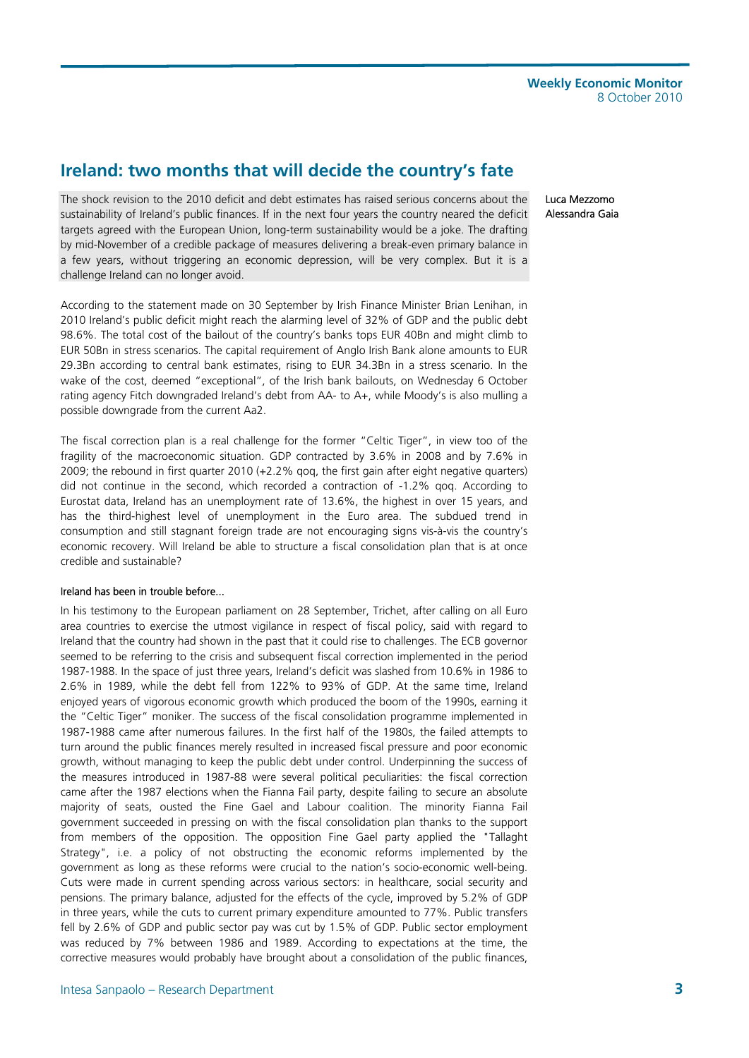# Ireland: two months that will decide the country's fate

Luca Mezzomo
Alessandra Gaia

The shock revision to the 2010 deficit and debt estimates has raised serious concerns about the sustainability of Ireland's public finances. If in the next four years the country neared the deficit targets agreed with the European Union, long-term sustainability would be a joke. The drafting by mid-November of a credible package of measures delivering a break-even primary balance in a few years, without triggering an economic depression, will be very complex. But it is a challenge Ireland can no longer avoid.

According to the statement made on 30 September by Irish Finance Minister Brian Lenihan, in 2010 Ireland's public deficit might reach the alarming level of 32% of GDP and the public debt 98.6%. The total cost of the bailout of the country's banks tops EUR 40Bn and might climb to EUR 50Bn in stress scenarios. The capital requirement of Anglo Irish Bank alone amounts to EUR 29.3Bn according to central bank estimates, rising to EUR 34.3Bn in a stress scenario. In the wake of the cost, deemed "exceptional", of the Irish bank bailouts, on Wednesday 6 October rating agency Fitch downgraded Ireland's debt from AA- to A+, while Moody's is also mulling a possible downgrade from the current Aa2.

The fiscal correction plan is a real challenge for the former "Celtic Tiger", in view too of the fragility of the macroeconomic situation. GDP contracted by 3.6% in 2008 and by 7.6% in 2009; the rebound in first quarter 2010 (+2.2% qoq, the first gain after eight negative quarters) did not continue in the second, which recorded a contraction of -1.2% qoq. According to Eurostat data, Ireland has an unemployment rate of 13.6%, the highest in over 15 years, and has the third-highest level of unemployment in the Euro area. The subdued trend in consumption and still stagnant foreign trade are not encouraging signs vis-à-vis the country's economic recovery. Will Ireland be able to structure a fiscal consolidation plan that is at once credible and sustainable?

### Ireland has been in trouble before...

In his testimony to the European parliament on 28 September, Trichet, after calling on all Euro area countries to exercise the utmost vigilance in respect of fiscal policy, said with regard to Ireland that the country had shown in the past that it could rise to challenges. The ECB governor seemed to be referring to the crisis and subsequent fiscal correction implemented in the period 1987-1988. In the space of just three years, Ireland's deficit was slashed from 10.6% in 1986 to 2.6% in 1989, while the debt fell from 122% to 93% of GDP. At the same time, Ireland enjoyed years of vigorous economic growth which produced the boom of the 1990s, earning it the "Celtic Tiger" moniker. The success of the fiscal consolidation programme implemented in 1987-1988 came after numerous failures. In the first half of the 1980s, the failed attempts to turn around the public finances merely resulted in increased fiscal pressure and poor economic growth, without managing to keep the public debt under control. Underpinning the success of the measures introduced in 1987-88 were several political peculiarities: the fiscal correction came after the 1987 elections when the Fianna Fail party, despite failing to secure an absolute majority of seats, ousted the Fine Gael and Labour coalition. The minority Fianna Fail government succeeded in pressing on with the fiscal consolidation plan thanks to the support from members of the opposition. The opposition Fine Gael party applied the "Tallaght Strategy", i.e. a policy of not obstructing the economic reforms implemented by the government as long as these reforms were crucial to the nation's socio-economic well-being. Cuts were made in current spending across various sectors: in healthcare, social security and pensions. The primary balance, adjusted for the effects of the cycle, improved by 5.2% of GDP in three years, while the cuts to current primary expenditure amounted to 77%. Public transfers fell by 2.6% of GDP and public sector pay was cut by 1.5% of GDP. Public sector employment was reduced by 7% between 1986 and 1989. According to expectations at the time, the corrective measures would probably have brought about a consolidation of the public finances,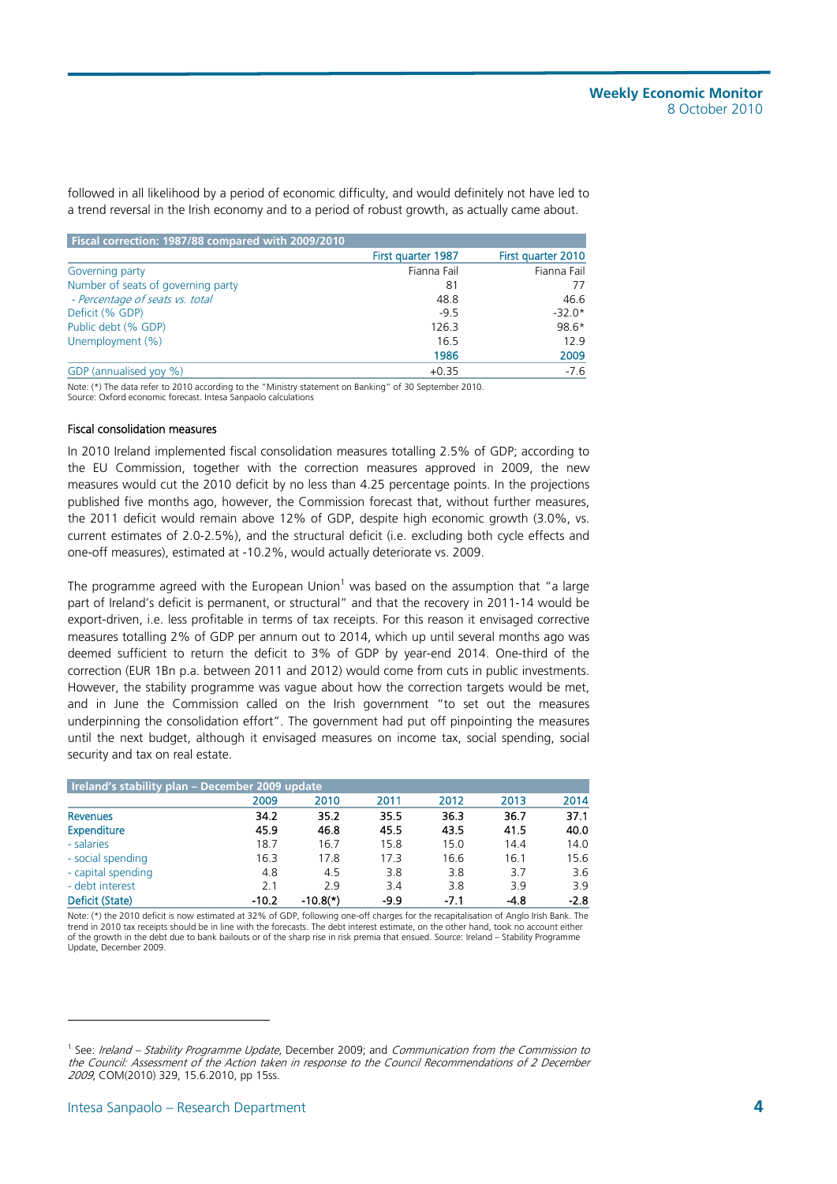followed in all likelihood by a period of economic difficulty, and would definitely not have led to a trend reversal in the Irish economy and to a period of robust growth, as actually came about.

| Fiscal correction: 1987/88 compared with 2009/2010 | | |
|---|---|---|
| | First quarter 1987 | First quarter 2010 |
| Governing party | Fianna Fail | Fianna Fail |
| Number of seats of governing party | 81 | 77 |
| *- Percentage of seats vs. total* | 48.8 | 46.6 |
| Deficit (% GDP) | -9.5 | -32.0* |
| Public debt (% GDP) | 126.3 | 98.6* |
| Unemployment (%) | 16.5 | 12.9 |
| | 1986 | 2009 |
| GDP (annualised yoy %) | +0.35 | -7.6 |

Note: (*) The data refer to 2010 according to the "Ministry statement on Banking" of 30 September 2010.
Source: Oxford economic forecast. Intesa Sanpaolo calculations

### Fiscal consolidation measures

In 2010 Ireland implemented fiscal consolidation measures totalling 2.5% of GDP; according to the EU Commission, together with the correction measures approved in 2009, the new measures would cut the 2010 deficit by no less than 4.25 percentage points. In the projections published five months ago, however, the Commission forecast that, without further measures, the 2011 deficit would remain above 12% of GDP, despite high economic growth (3.0%, vs. current estimates of 2.0-2.5%), and the structural deficit (i.e. excluding both cycle effects and one-off measures), estimated at -10.2%, would actually deteriorate vs. 2009.

The programme agreed with the European Union[1] was based on the assumption that "a large part of Ireland's deficit is permanent, or structural" and that the recovery in 2011-14 would be export-driven, i.e. less profitable in terms of tax receipts. For this reason it envisaged corrective measures totalling 2% of GDP per annum out to 2014, which up until several months ago was deemed sufficient to return the deficit to 3% of GDP by year-end 2014. One-third of the correction (EUR 1Bn p.a. between 2011 and 2012) would come from cuts in public investments. However, the stability programme was vague about how the correction targets would be met, and in June the Commission called on the Irish government "to set out the measures underpinning the consolidation effort". The government had put off pinpointing the measures until the next budget, although it envisaged measures on income tax, social spending, social security and tax on real estate.

| Ireland's stability plan – December 2009 update | 2009 | 2010 | 2011 | 2012 | 2013 | 2014 |
|---|---|---|---|---|---|---|
| **Revenues** | **34.2** | **35.2** | **35.5** | **36.3** | **36.7** | **37.1** |
| **Expenditure** | **45.9** | **46.8** | **45.5** | **43.5** | **41.5** | **40.0** |
| - salaries | 18.7 | 16.7 | 15.8 | 15.0 | 14.4 | 14.0 |
| - social spending | 16.3 | 17.8 | 17.3 | 16.6 | 16.1 | 15.6 |
| - capital spending | 4.8 | 4.5 | 3.8 | 3.8 | 3.7 | 3.6 |
| - debt interest | 2.1 | 2.9 | 3.4 | 3.8 | 3.9 | 3.9 |
| **Deficit (State)** | **-10.2** | **-10.8(*)** | **-9.9** | **-7.1** | **-4.8** | **-2.8** |

Note: (*) the 2010 deficit is now estimated at 32% of GDP, following one-off charges for the recapitalisation of Anglo Irish Bank. The trend in 2010 tax receipts should be in line with the forecasts. The debt interest estimate, on the other hand, took no account either of the growth in the debt due to bank bailouts or of the sharp rise in risk premia that ensued. Source: Ireland – Stability Programme Update, December 2009.

[1] See: *Ireland – Stability Programme Update*, December 2009; and *Communication from the Commission to the Council: Assessment of the Action taken in response to the Council Recommendations of 2 December 2009*, COM(2010) 329, 15.6.2010, pp 15ss.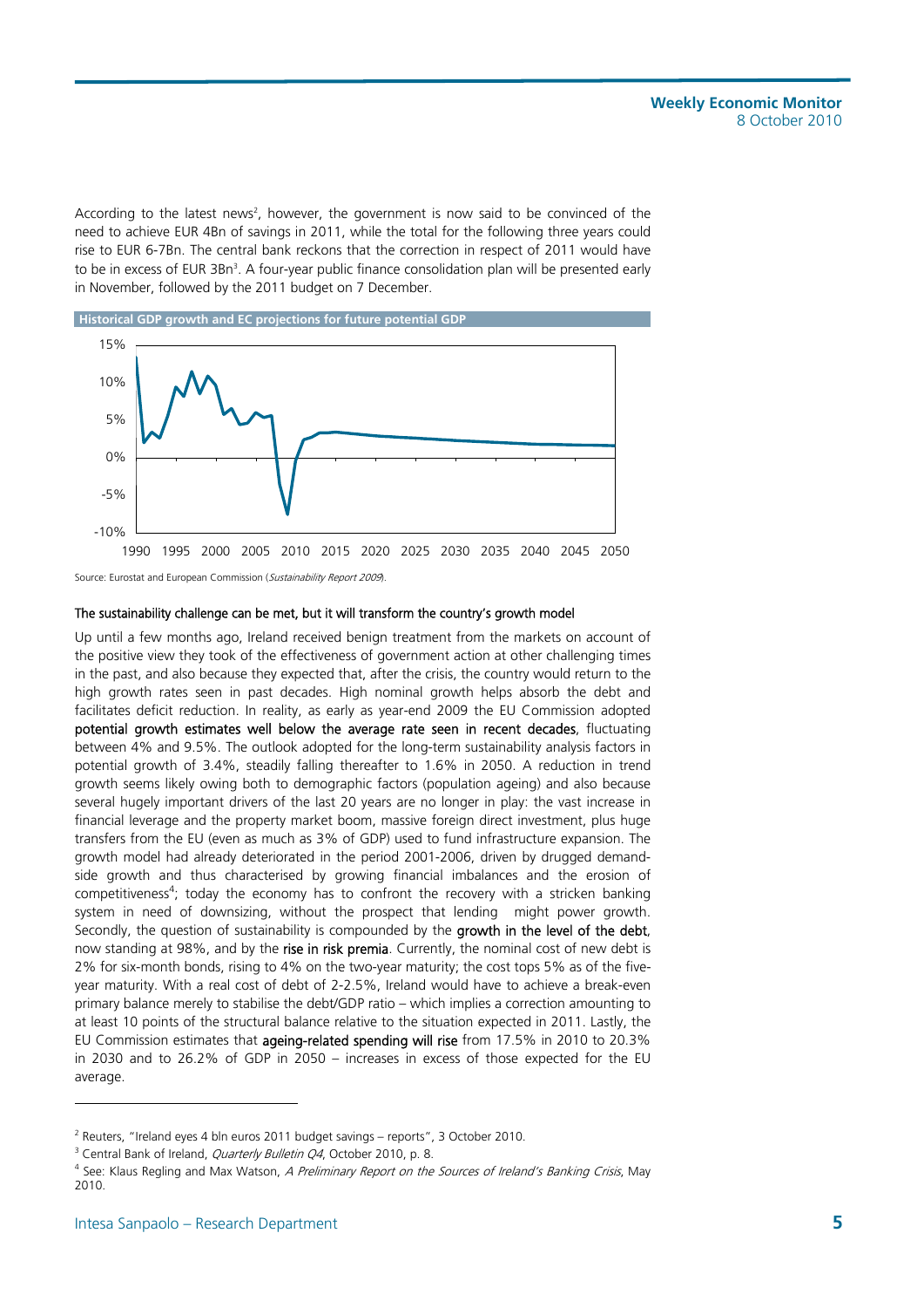According to the latest news[2], however, the government is now said to be convinced of the need to achieve EUR 4Bn of savings in 2011, while the total for the following three years could rise to EUR 6-7Bn. The central bank reckons that the correction in respect of 2011 would have to be in excess of EUR 3Bn[3]. A four-year public finance consolidation plan will be presented early in November, followed by the 2011 budget on 7 December.

**Historical GDP growth and EC projections for future potential GDP**

Source: Eurostat and European Commission (*Sustainability Report 2009*).

### The sustainability challenge can be met, but it will transform the country's growth model

Up until a few months ago, Ireland received benign treatment from the markets on account of the positive view they took of the effectiveness of government action at other challenging times in the past, and also because they expected that, after the crisis, the country would return to the high growth rates seen in past decades. High nominal growth helps absorb the debt and facilitates deficit reduction. In reality, as early as year-end 2009 the EU Commission adopted **potential growth estimates well below the average rate seen in recent decades**, fluctuating between 4% and 9.5%. The outlook adopted for the long-term sustainability analysis factors in potential growth of 3.4%, steadily falling thereafter to 1.6% in 2050. A reduction in trend growth seems likely owing both to demographic factors (population ageing) and also because several hugely important drivers of the last 20 years are no longer in play: the vast increase in financial leverage and the property market boom, massive foreign direct investment, plus huge transfers from the EU (even as much as 3% of GDP) used to fund infrastructure expansion. The growth model had already deteriorated in the period 2001-2006, driven by drugged demand-side growth and thus characterised by growing financial imbalances and the erosion of competitiveness[4]; today the economy has to confront the recovery with a stricken banking system in need of downsizing, without the prospect that lending might power growth. Secondly, the question of sustainability is compounded by the **growth in the level of the debt**, now standing at 98%, and by the **rise in risk premia**. Currently, the nominal cost of new debt is 2% for six-month bonds, rising to 4% on the two-year maturity; the cost tops 5% as of the five-year maturity. With a real cost of debt of 2-2.5%, Ireland would have to achieve a break-even primary balance merely to stabilise the debt/GDP ratio – which implies a correction amounting to at least 10 points of the structural balance relative to the situation expected in 2011. Lastly, the EU Commission estimates that **ageing-related spending will rise** from 17.5% in 2010 to 20.3% in 2030 and to 26.2% of GDP in 2050 – increases in excess of those expected for the EU average.

---

[2] Reuters, "Ireland eyes 4 bln euros 2011 budget savings – reports", 3 October 2010.

[3] Central Bank of Ireland, *Quarterly Bulletin Q4*, October 2010, p. 8.

[4] See: Klaus Regling and Max Watson, *A Preliminary Report on the Sources of Ireland's Banking Crisis*, May 2010.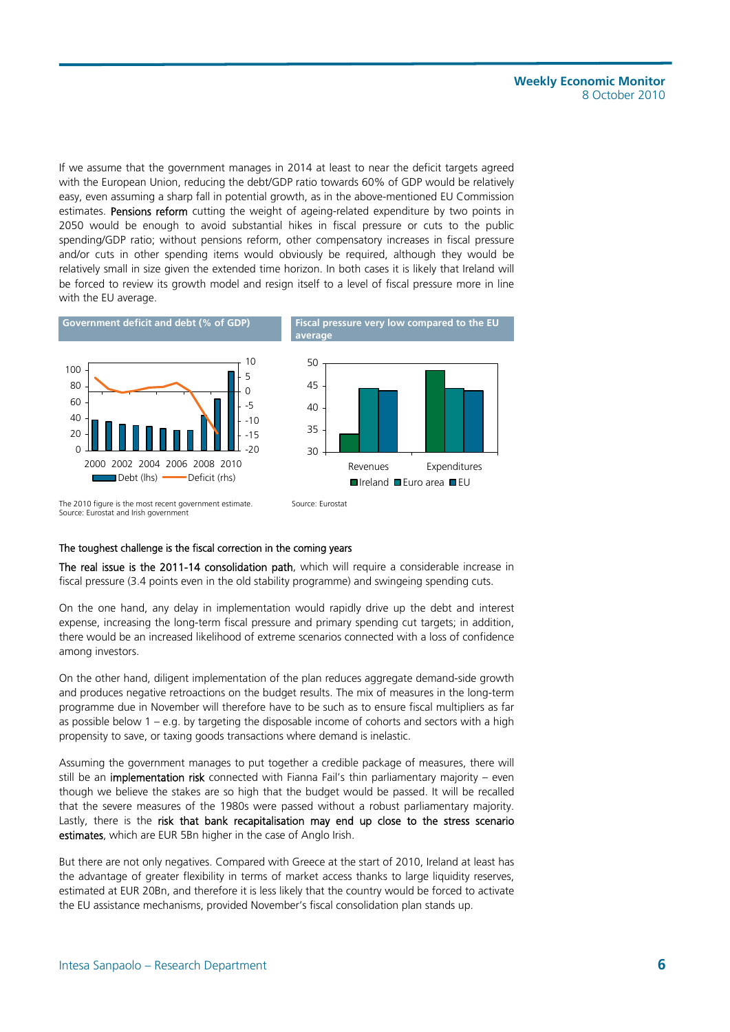If we assume that the government manages in 2014 at least to near the deficit targets agreed with the European Union, reducing the debt/GDP ratio towards 60% of GDP would be relatively easy, even assuming a sharp fall in potential growth, as in the above-mentioned EU Commission estimates. **Pensions reform** cutting the weight of ageing-related expenditure by two points in 2050 would be enough to avoid substantial hikes in fiscal pressure or cuts to the public spending/GDP ratio; without pensions reform, other compensatory increases in fiscal pressure and/or cuts in other spending items would obviously be required, although they would be relatively small in size given the extended time horizon. In both cases it is likely that Ireland will be forced to review its growth model and resign itself to a level of fiscal pressure more in line with the EU average.

**Government deficit and debt (% of GDP)**

The 2010 figure is the most recent government estimate.
Source: Eurostat and Irish government

**Fiscal pressure very low compared to the EU average**

Source: Eurostat

### The toughest challenge is the fiscal correction in the coming years

**The real issue is the 2011-14 consolidation path**, which will require a considerable increase in fiscal pressure (3.4 points even in the old stability programme) and swingeing spending cuts.

On the one hand, any delay in implementation would rapidly drive up the debt and interest expense, increasing the long-term fiscal pressure and primary spending cut targets; in addition, there would be an increased likelihood of extreme scenarios connected with a loss of confidence among investors.

On the other hand, diligent implementation of the plan reduces aggregate demand-side growth and produces negative retroactions on the budget results. The mix of measures in the long-term programme due in November will therefore have to be such as to ensure fiscal multipliers as far as possible below 1 – e.g. by targeting the disposable income of cohorts and sectors with a high propensity to save, or taxing goods transactions where demand is inelastic.

Assuming the government manages to put together a credible package of measures, there will still be an **implementation risk** connected with Fianna Fail's thin parliamentary majority – even though we believe the stakes are so high that the budget would be passed. It will be recalled that the severe measures of the 1980s were passed without a robust parliamentary majority. Lastly, there is the **risk that bank recapitalisation may end up close to the stress scenario estimates**, which are EUR 5Bn higher in the case of Anglo Irish.

But there are not only negatives. Compared with Greece at the start of 2010, Ireland at least has the advantage of greater flexibility in terms of market access thanks to large liquidity reserves, estimated at EUR 20Bn, and therefore it is less likely that the country would be forced to activate the EU assistance mechanisms, provided November's fiscal consolidation plan stands up.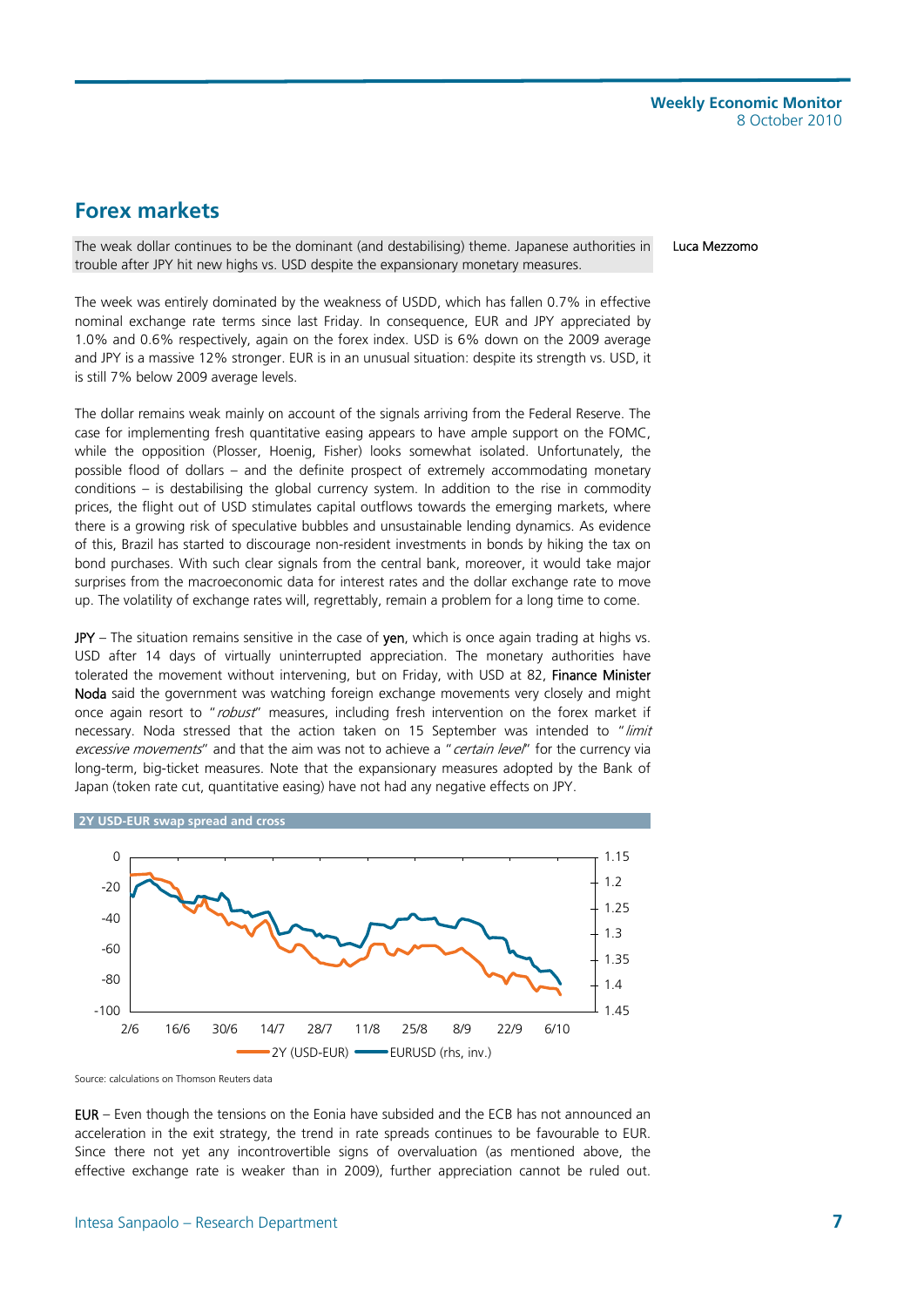## Forex markets

Luca Mezzomo

The weak dollar continues to be the dominant (and destabilising) theme. Japanese authorities in trouble after JPY hit new highs vs. USD despite the expansionary monetary measures.

The week was entirely dominated by the weakness of USDD, which has fallen 0.7% in effective nominal exchange rate terms since last Friday. In consequence, EUR and JPY appreciated by 1.0% and 0.6% respectively, again on the forex index. USD is 6% down on the 2009 average and JPY is a massive 12% stronger. EUR is in an unusual situation: despite its strength vs. USD, it is still 7% below 2009 average levels.

The dollar remains weak mainly on account of the signals arriving from the Federal Reserve. The case for implementing fresh quantitative easing appears to have ample support on the FOMC, while the opposition (Plosser, Hoenig, Fisher) looks somewhat isolated. Unfortunately, the possible flood of dollars – and the definite prospect of extremely accommodating monetary conditions – is destabilising the global currency system. In addition to the rise in commodity prices, the flight out of USD stimulates capital outflows towards the emerging markets, where there is a growing risk of speculative bubbles and unsustainable lending dynamics. As evidence of this, Brazil has started to discourage non-resident investments in bonds by hiking the tax on bond purchases. With such clear signals from the central bank, moreover, it would take major surprises from the macroeconomic data for interest rates and the dollar exchange rate to move up. The volatility of exchange rates will, regrettably, remain a problem for a long time to come.

JPY – The situation remains sensitive in the case of yen, which is once again trading at highs vs. USD after 14 days of virtually uninterrupted appreciation. The monetary authorities have tolerated the movement without intervening, but on Friday, with USD at 82, Finance Minister Noda said the government was watching foreign exchange movements very closely and might once again resort to "*robust*" measures, including fresh intervention on the forex market if necessary. Noda stressed that the action taken on 15 September was intended to "*limit excessive movements*" and that the aim was not to achieve a "*certain level*" for the currency via long-term, big-ticket measures. Note that the expansionary measures adopted by the Bank of Japan (token rate cut, quantitative easing) have not had any negative effects on JPY.

**2Y USD-EUR swap spread and cross**

Source: calculations on Thomson Reuters data

EUR – Even though the tensions on the Eonia have subsided and the ECB has not announced an acceleration in the exit strategy, the trend in rate spreads continues to be favourable to EUR. Since there not yet any incontrovertible signs of overvaluation (as mentioned above, the effective exchange rate is weaker than in 2009), further appreciation cannot be ruled out.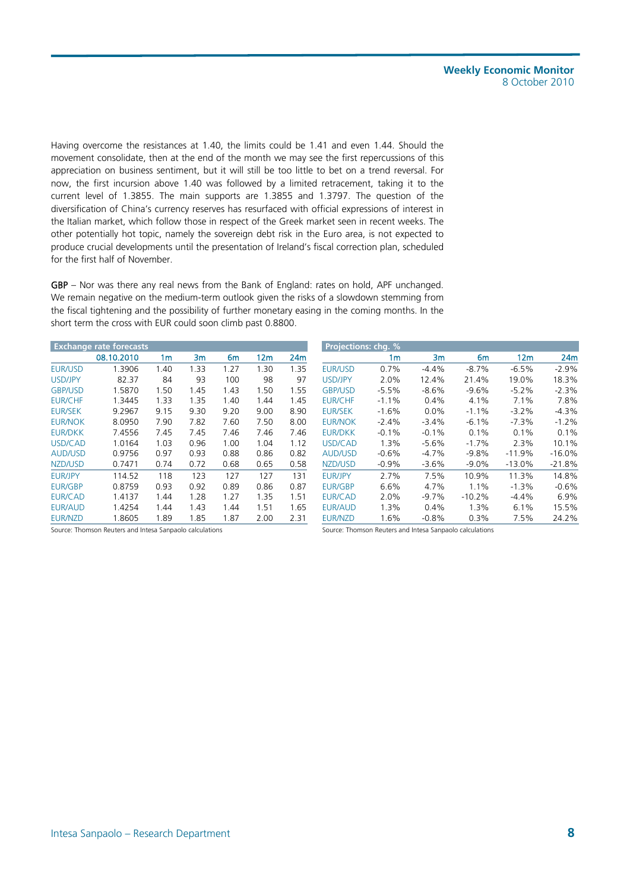Having overcome the resistances at 1.40, the limits could be 1.41 and even 1.44. Should the movement consolidate, then at the end of the month we may see the first repercussions of this appreciation on business sentiment, but it will still be too little to bet on a trend reversal. For now, the first incursion above 1.40 was followed by a limited retracement, taking it to the current level of 1.3855. The main supports are 1.3855 and 1.3797. The question of the diversification of China's currency reserves has resurfaced with official expressions of interest in the Italian market, which follow those in respect of the Greek market seen in recent weeks. The other potentially hot topic, namely the sovereign debt risk in the Euro area, is not expected to produce crucial developments until the presentation of Ireland's fiscal correction plan, scheduled for the first half of November.

**GBP** – Nor was there any real news from the Bank of England: rates on hold, APF unchanged. We remain negative on the medium-term outlook given the risks of a slowdown stemming from the fiscal tightening and the possibility of further monetary easing in the coming months. In the short term the cross with EUR could soon climb past 0.8800.

**Exchange rate forecasts**

| | 08.10.2010 | 1m | 3m | 6m | 12m | 24m |
|---|---|---|---|---|---|---|
| EUR/USD | 1.3906 | 1.40 | 1.33 | 1.27 | 1.30 | 1.35 |
| USD/JPY | 82.37 | 84 | 93 | 100 | 98 | 97 |
| GBP/USD | 1.5870 | 1.50 | 1.45 | 1.43 | 1.50 | 1.55 |
| EUR/CHF | 1.3445 | 1.33 | 1.35 | 1.40 | 1.44 | 1.45 |
| EUR/SEK | 9.2967 | 9.15 | 9.30 | 9.20 | 9.00 | 8.90 |
| EUR/NOK | 8.0950 | 7.90 | 7.82 | 7.60 | 7.50 | 8.00 |
| EUR/DKK | 7.4556 | 7.45 | 7.45 | 7.46 | 7.46 | 7.46 |
| USD/CAD | 1.0164 | 1.03 | 0.96 | 1.00 | 1.04 | 1.12 |
| AUD/USD | 0.9756 | 0.97 | 0.93 | 0.88 | 0.86 | 0.82 |
| NZD/USD | 0.7471 | 0.74 | 0.72 | 0.68 | 0.65 | 0.58 |
| EUR/JPY | 114.52 | 118 | 123 | 127 | 127 | 131 |
| EUR/GBP | 0.8759 | 0.93 | 0.92 | 0.89 | 0.86 | 0.87 |
| EUR/CAD | 1.4137 | 1.44 | 1.28 | 1.27 | 1.35 | 1.51 |
| EUR/AUD | 1.4254 | 1.44 | 1.43 | 1.44 | 1.51 | 1.65 |
| EUR/NZD | 1.8605 | 1.89 | 1.85 | 1.87 | 2.00 | 2.31 |

Source: Thomson Reuters and Intesa Sanpaolo calculations

**Projections: chg. %**

| | 1m | 3m | 6m | 12m | 24m |
|---|---|---|---|---|---|
| EUR/USD | 0.7% | -4.4% | -8.7% | -6.5% | -2.9% |
| USD/JPY | 2.0% | 12.4% | 21.4% | 19.0% | 18.3% |
| GBP/USD | -5.5% | -8.6% | -9.6% | -5.2% | -2.3% |
| EUR/CHF | -1.1% | 0.4% | 4.1% | 7.1% | 7.8% |
| EUR/SEK | -1.6% | 0.0% | -1.1% | -3.2% | -4.3% |
| EUR/NOK | -2.4% | -3.4% | -6.1% | -7.3% | -1.2% |
| EUR/DKK | -0.1% | -0.1% | 0.1% | 0.1% | 0.1% |
| USD/CAD | 1.3% | -5.6% | -1.7% | 2.3% | 10.1% |
| AUD/USD | -0.6% | -4.7% | -9.8% | -11.9% | -16.0% |
| NZD/USD | -0.9% | -3.6% | -9.0% | -13.0% | -21.8% |
| EUR/JPY | 2.7% | 7.5% | 10.9% | 11.3% | 14.8% |
| EUR/GBP | 6.6% | 4.7% | 1.1% | -1.3% | -0.6% |
| EUR/CAD | 2.0% | -9.7% | -10.2% | -4.4% | 6.9% |
| EUR/AUD | 1.3% | 0.4% | 1.3% | 6.1% | 15.5% |
| EUR/NZD | 1.6% | -0.8% | 0.3% | 7.5% | 24.2% |

Source: Thomson Reuters and Intesa Sanpaolo calculations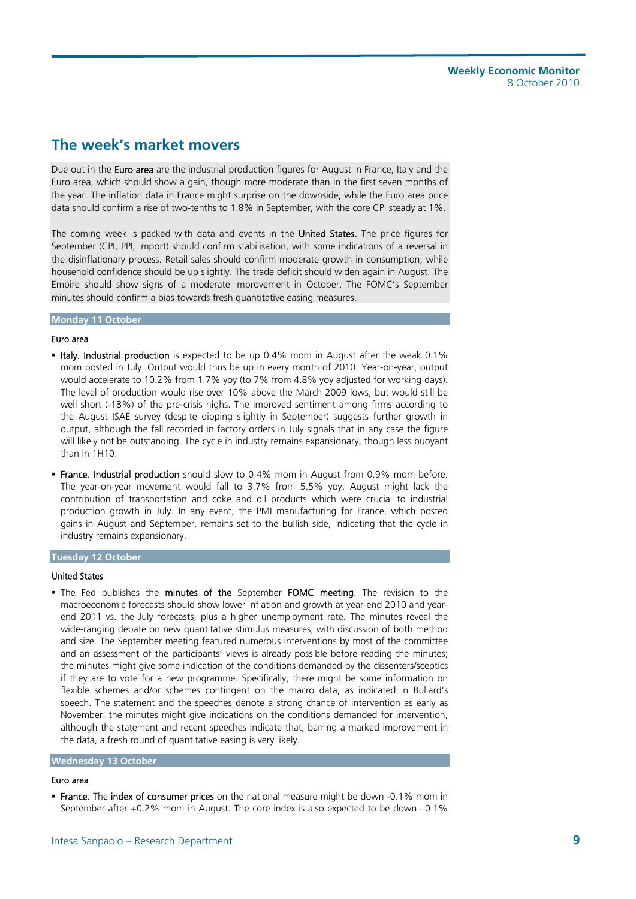## The week's market movers

Due out in the Euro area are the industrial production figures for August in France, Italy and the Euro area, which should show a gain, though more moderate than in the first seven months of the year. The inflation data in France might surprise on the downside, while the Euro area price data should confirm a rise of two-tenths to 1.8% in September, with the core CPI steady at 1%.

The coming week is packed with data and events in the United States. The price figures for September (CPI, PPI, import) should confirm stabilisation, with some indications of a reversal in the disinflationary process. Retail sales should confirm moderate growth in consumption, while household confidence should be up slightly. The trade deficit should widen again in August. The Empire should show signs of a moderate improvement in October. The FOMC's September minutes should confirm a bias towards fresh quantitative easing measures.

### Monday 11 October

Euro area

- Italy. Industrial production is expected to be up 0.4% mom in August after the weak 0.1% mom posted in July. Output would thus be up in every month of 2010. Year-on-year, output would accelerate to 10.2% from 1.7% yoy (to 7% from 4.8% yoy adjusted for working days). The level of production would rise over 10% above the March 2009 lows, but would still be well short (-18%) of the pre-crisis highs. The improved sentiment among firms according to the August ISAE survey (despite dipping slightly in September) suggests further growth in output, although the fall recorded in factory orders in July signals that in any case the figure will likely not be outstanding. The cycle in industry remains expansionary, though less buoyant than in 1H10.
- France. Industrial production should slow to 0.4% mom in August from 0.9% mom before. The year-on-year movement would fall to 3.7% from 5.5% yoy. August might lack the contribution of transportation and coke and oil products which were crucial to industrial production growth in July. In any event, the PMI manufacturing for France, which posted gains in August and September, remains set to the bullish side, indicating that the cycle in industry remains expansionary.

### Tuesday 12 October

United States

- The Fed publishes the minutes of the September FOMC meeting. The revision to the macroeconomic forecasts should show lower inflation and growth at year-end 2010 and year-end 2011 vs. the July forecasts, plus a higher unemployment rate. The minutes reveal the wide-ranging debate on new quantitative stimulus measures, with discussion of both method and size. The September meeting featured numerous interventions by most of the committee and an assessment of the participants' views is already possible before reading the minutes; the minutes might give some indication of the conditions demanded by the dissenters/sceptics if they are to vote for a new programme. Specifically, there might be some information on flexible schemes and/or schemes contingent on the macro data, as indicated in Bullard's speech. The statement and the speeches denote a strong chance of intervention as early as November: the minutes might give indications on the conditions demanded for intervention, although the statement and recent speeches indicate that, barring a marked improvement in the data, a fresh round of quantitative easing is very likely.

### Wednesday 13 October

Euro area

- France. The index of consumer prices on the national measure might be down -0.1% mom in September after +0.2% mom in August. The core index is also expected to be down –0.1%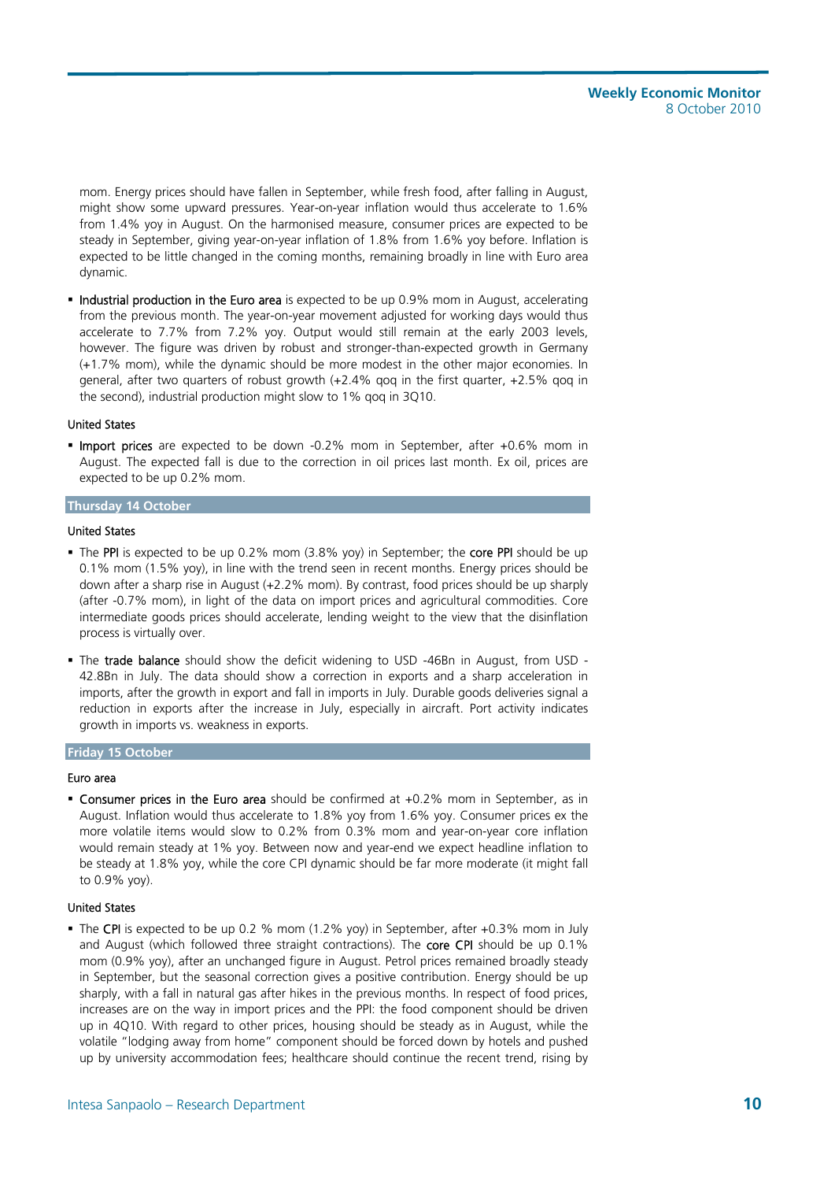mom. Energy prices should have fallen in September, while fresh food, after falling in August, might show some upward pressures. Year-on-year inflation would thus accelerate to 1.6% from 1.4% yoy in August. On the harmonised measure, consumer prices are expected to be steady in September, giving year-on-year inflation of 1.8% from 1.6% yoy before. Inflation is expected to be little changed in the coming months, remaining broadly in line with Euro area dynamic.

- Industrial production in the Euro area is expected to be up 0.9% mom in August, accelerating from the previous month. The year-on-year movement adjusted for working days would thus accelerate to 7.7% from 7.2% yoy. Output would still remain at the early 2003 levels, however. The figure was driven by robust and stronger-than-expected growth in Germany (+1.7% mom), while the dynamic should be more modest in the other major economies. In general, after two quarters of robust growth (+2.4% qoq in the first quarter, +2.5% qoq in the second), industrial production might slow to 1% qoq in 3Q10.

United States

- Import prices are expected to be down -0.2% mom in September, after +0.6% mom in August. The expected fall is due to the correction in oil prices last month. Ex oil, prices are expected to be up 0.2% mom.

## Thursday 14 October

United States

- The PPI is expected to be up 0.2% mom (3.8% yoy) in September; the core PPI should be up 0.1% mom (1.5% yoy), in line with the trend seen in recent months. Energy prices should be down after a sharp rise in August (+2.2% mom). By contrast, food prices should be up sharply (after -0.7% mom), in light of the data on import prices and agricultural commodities. Core intermediate goods prices should accelerate, lending weight to the view that the disinflation process is virtually over.
- The trade balance should show the deficit widening to USD -46Bn in August, from USD -42.8Bn in July. The data should show a correction in exports and a sharp acceleration in imports, after the growth in export and fall in imports in July. Durable goods deliveries signal a reduction in exports after the increase in July, especially in aircraft. Port activity indicates growth in imports vs. weakness in exports.

## Friday 15 October

Euro area

- Consumer prices in the Euro area should be confirmed at +0.2% mom in September, as in August. Inflation would thus accelerate to 1.8% yoy from 1.6% yoy. Consumer prices ex the more volatile items would slow to 0.2% from 0.3% mom and year-on-year core inflation would remain steady at 1% yoy. Between now and year-end we expect headline inflation to be steady at 1.8% yoy, while the core CPI dynamic should be far more moderate (it might fall to 0.9% yoy).

United States

- The CPI is expected to be up 0.2 % mom (1.2% yoy) in September, after +0.3% mom in July and August (which followed three straight contractions). The core CPI should be up 0.1% mom (0.9% yoy), after an unchanged figure in August. Petrol prices remained broadly steady in September, but the seasonal correction gives a positive contribution. Energy should be up sharply, with a fall in natural gas after hikes in the previous months. In respect of food prices, increases are on the way in import prices and the PPI: the food component should be driven up in 4Q10. With regard to other prices, housing should be steady as in August, while the volatile "lodging away from home" component should be forced down by hotels and pushed up by university accommodation fees; healthcare should continue the recent trend, rising by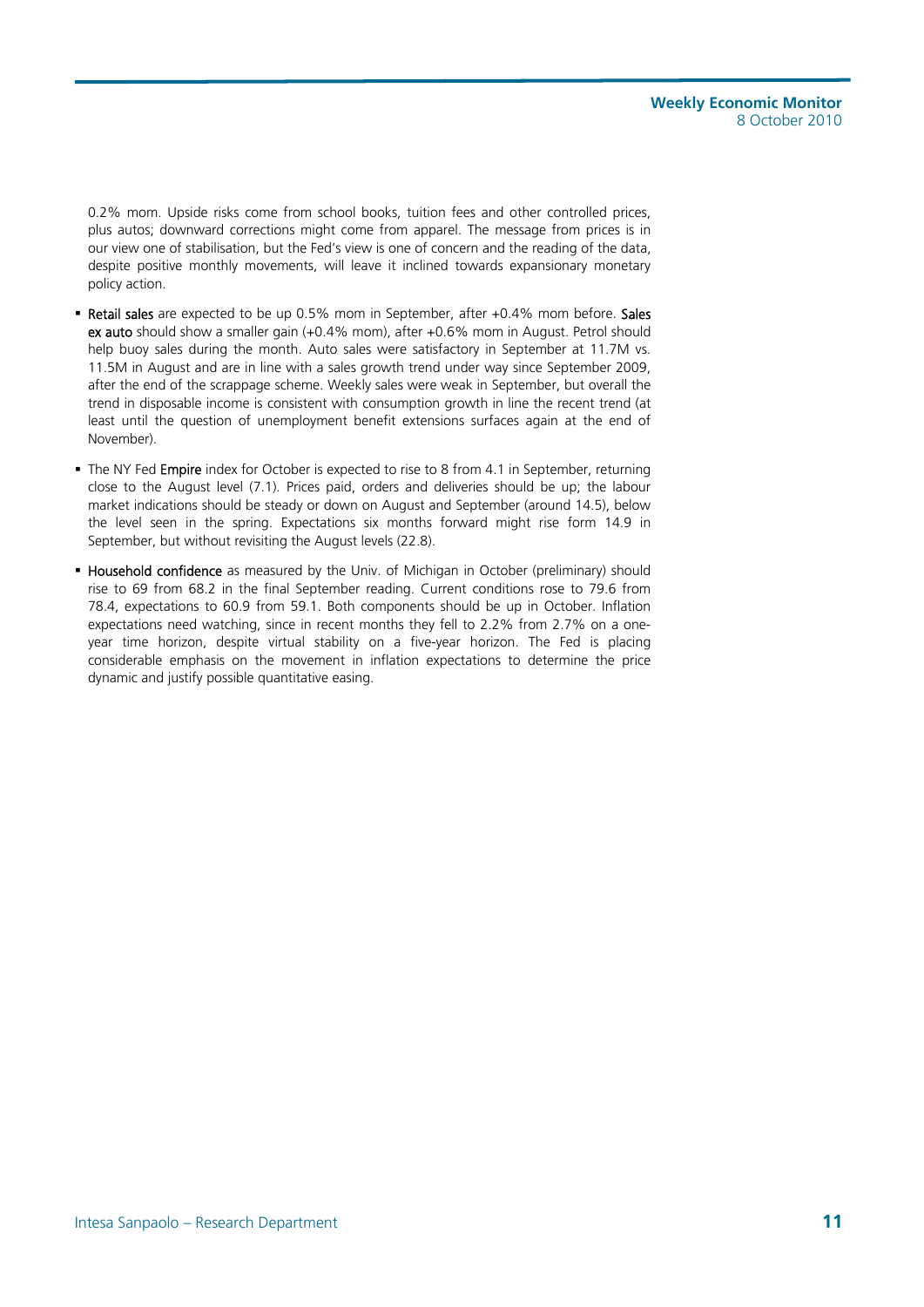0.2% mom. Upside risks come from school books, tuition fees and other controlled prices, plus autos; downward corrections might come from apparel. The message from prices is in our view one of stabilisation, but the Fed's view is one of concern and the reading of the data, despite positive monthly movements, will leave it inclined towards expansionary monetary policy action.

- **Retail sales** are expected to be up 0.5% mom in September, after +0.4% mom before. **Sales ex auto** should show a smaller gain (+0.4% mom), after +0.6% mom in August. Petrol should help buoy sales during the month. Auto sales were satisfactory in September at 11.7M vs. 11.5M in August and are in line with a sales growth trend under way since September 2009, after the end of the scrappage scheme. Weekly sales were weak in September, but overall the trend in disposable income is consistent with consumption growth in line the recent trend (at least until the question of unemployment benefit extensions surfaces again at the end of November).

- The NY Fed **Empire** index for October is expected to rise to 8 from 4.1 in September, returning close to the August level (7.1). Prices paid, orders and deliveries should be up; the labour market indications should be steady or down on August and September (around 14.5), below the level seen in the spring. Expectations six months forward might rise form 14.9 in September, but without revisiting the August levels (22.8).

- **Household confidence** as measured by the Univ. of Michigan in October (preliminary) should rise to 69 from 68.2 in the final September reading. Current conditions rose to 79.6 from 78.4, expectations to 60.9 from 59.1. Both components should be up in October. Inflation expectations need watching, since in recent months they fell to 2.2% from 2.7% on a one-year time horizon, despite virtual stability on a five-year horizon. The Fed is placing considerable emphasis on the movement in inflation expectations to determine the price dynamic and justify possible quantitative easing.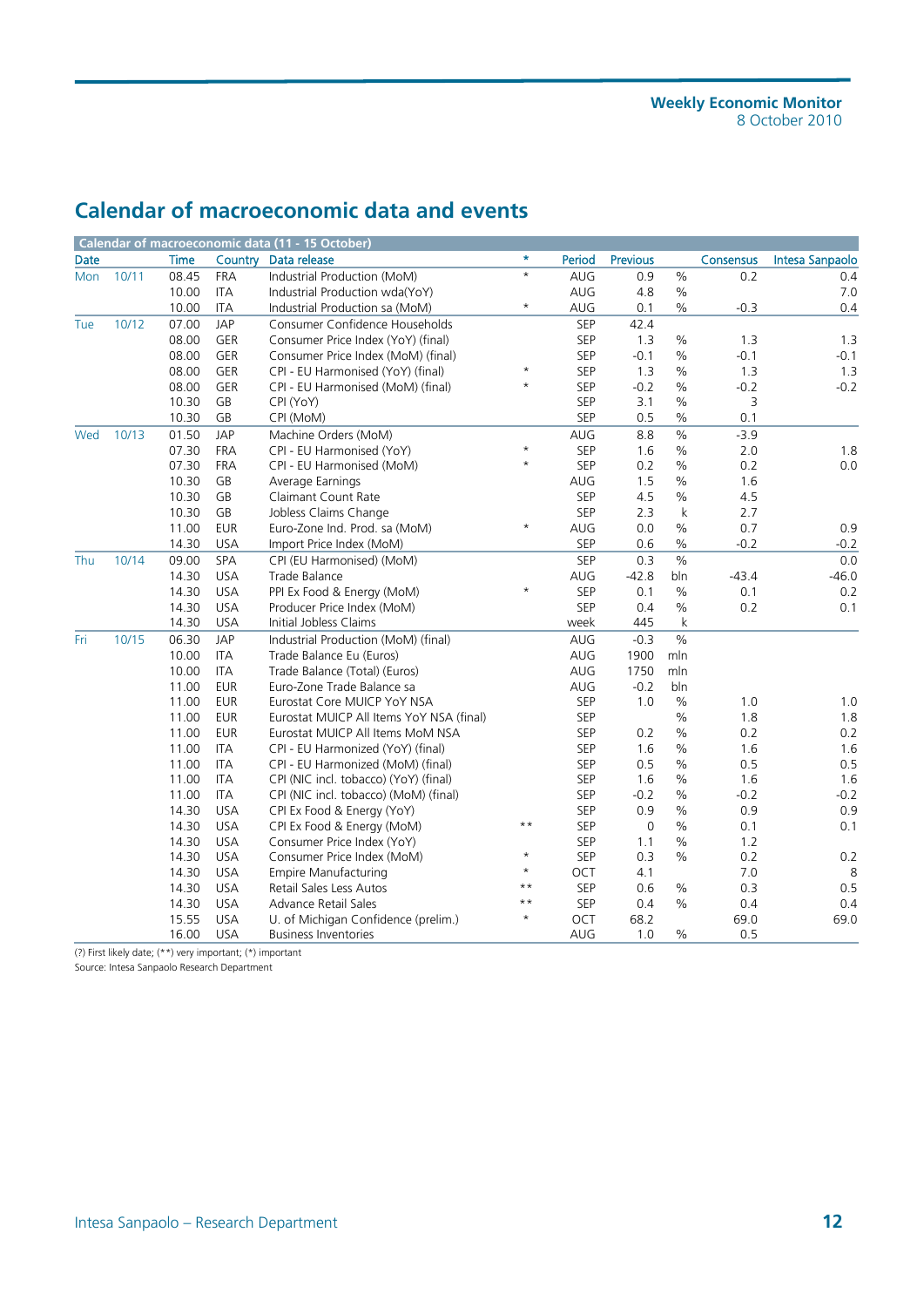## Calendar of macroeconomic data and events

| Calendar of macroeconomic data (11 - 15 October) | | | | | | | | | | |
|---|---|---|---|---|---|---|---|---|---|---|
| Date | | Time | Country | Data release | * | Period | Previous | | Consensus | Intesa Sanpaolo |
| Mon | 10/11 | 08.45 | FRA | Industrial Production (MoM) | * | AUG | 0.9 | % | 0.2 | 0.4 |
| | | 10.00 | ITA | Industrial Production wda(YoY) | | AUG | 4.8 | % | | 7.0 |
| | | 10.00 | ITA | Industrial Production sa (MoM) | * | AUG | 0.1 | % | -0.3 | 0.4 |
| Tue | 10/12 | 07.00 | JAP | Consumer Confidence Households | | SEP | 42.4 | | | |
| | | 08.00 | GER | Consumer Price Index (YoY) (final) | | SEP | 1.3 | % | 1.3 | 1.3 |
| | | 08.00 | GER | Consumer Price Index (MoM) (final) | | SEP | -0.1 | % | -0.1 | -0.1 |
| | | 08.00 | GER | CPI - EU Harmonised (YoY) (final) | * | SEP | 1.3 | % | 1.3 | 1.3 |
| | | 08.00 | GER | CPI - EU Harmonised (MoM) (final) | * | SEP | -0.2 | % | -0.2 | -0.2 |
| | | 10.30 | GB | CPI (YoY) | | SEP | 3.1 | % | 3 | |
| | | 10.30 | GB | CPI (MoM) | | SEP | 0.5 | % | 0.1 | |
| Wed | 10/13 | 01.50 | JAP | Machine Orders (MoM) | | AUG | 8.8 | % | -3.9 | |
| | | 07.30 | FRA | CPI - EU Harmonised (YoY) | * | SEP | 1.6 | % | 2.0 | 1.8 |
| | | 07.30 | FRA | CPI - EU Harmonised (MoM) | * | SEP | 0.2 | % | 0.2 | 0.0 |
| | | 10.30 | GB | Average Earnings | | AUG | 1.5 | % | 1.6 | |
| | | 10.30 | GB | Claimant Count Rate | | SEP | 4.5 | % | 4.5 | |
| | | 10.30 | GB | Jobless Claims Change | | SEP | 2.3 | k | 2.7 | |
| | | 11.00 | EUR | Euro-Zone Ind. Prod. sa (MoM) | * | AUG | 0.0 | % | 0.7 | 0.9 |
| | | 14.30 | USA | Import Price Index (MoM) | | SEP | 0.6 | % | -0.2 | -0.2 |
| Thu | 10/14 | 09.00 | SPA | CPI (EU Harmonised) (MoM) | | SEP | 0.3 | % | | 0.0 |
| | | 14.30 | USA | Trade Balance | | AUG | -42.8 | bln | -43.4 | -46.0 |
| | | 14.30 | USA | PPI Ex Food & Energy (MoM) | * | SEP | 0.1 | % | 0.1 | 0.2 |
| | | 14.30 | USA | Producer Price Index (MoM) | | SEP | 0.4 | % | 0.2 | 0.1 |
| | | 14.30 | USA | Initial Jobless Claims | | week | 445 | k | | |
| Fri | 10/15 | 06.30 | JAP | Industrial Production (MoM) (final) | | AUG | -0.3 | % | | |
| | | 10.00 | ITA | Trade Balance Eu (Euros) | | AUG | 1900 | mln | | |
| | | 10.00 | ITA | Trade Balance (Total) (Euros) | | AUG | 1750 | mln | | |
| | | 11.00 | EUR | Euro-Zone Trade Balance sa | | AUG | -0.2 | bln | | |
| | | 11.00 | EUR | Eurostat Core MUICP YoY NSA | | SEP | 1.0 | % | 1.0 | 1.0 |
| | | 11.00 | EUR | Eurostat MUICP All Items YoY NSA (final) | | SEP | | % | 1.8 | 1.8 |
| | | 11.00 | EUR | Eurostat MUICP All Items MoM NSA | | SEP | 0.2 | % | 0.2 | 0.2 |
| | | 11.00 | ITA | CPI - EU Harmonized (YoY) (final) | | SEP | 1.6 | % | 1.6 | 1.6 |
| | | 11.00 | ITA | CPI - EU Harmonized (MoM) (final) | | SEP | 0.5 | % | 0.5 | 0.5 |
| | | 11.00 | ITA | CPI (NIC incl. tobacco) (YoY) (final) | | SEP | 1.6 | % | 1.6 | 1.6 |
| | | 11.00 | ITA | CPI (NIC incl. tobacco) (MoM) (final) | | SEP | -0.2 | % | -0.2 | -0.2 |
| | | 14.30 | USA | CPI Ex Food & Energy (YoY) | | SEP | 0.9 | % | 0.9 | 0.9 |
| | | 14.30 | USA | CPI Ex Food & Energy (MoM) | ** | SEP | 0 | % | 0.1 | 0.1 |
| | | 14.30 | USA | Consumer Price Index (YoY) | | SEP | 1.1 | % | 1.2 | |
| | | 14.30 | USA | Consumer Price Index (MoM) | * | SEP | 0.3 | % | 0.2 | 0.2 |
| | | 14.30 | USA | Empire Manufacturing | * | OCT | 4.1 | | 7.0 | 8 |
| | | 14.30 | USA | Retail Sales Less Autos | ** | SEP | 0.6 | % | 0.3 | 0.5 |
| | | 14.30 | USA | Advance Retail Sales | ** | SEP | 0.4 | % | 0.4 | 0.4 |
| | | 15.55 | USA | U. of Michigan Confidence (prelim.) | * | OCT | 68.2 | | 69.0 | 69.0 |
| | | 16.00 | USA | Business Inventories | | AUG | 1.0 | % | 0.5 | |

(?) First likely date; (**) very important; (*) important

Source: Intesa Sanpaolo Research Department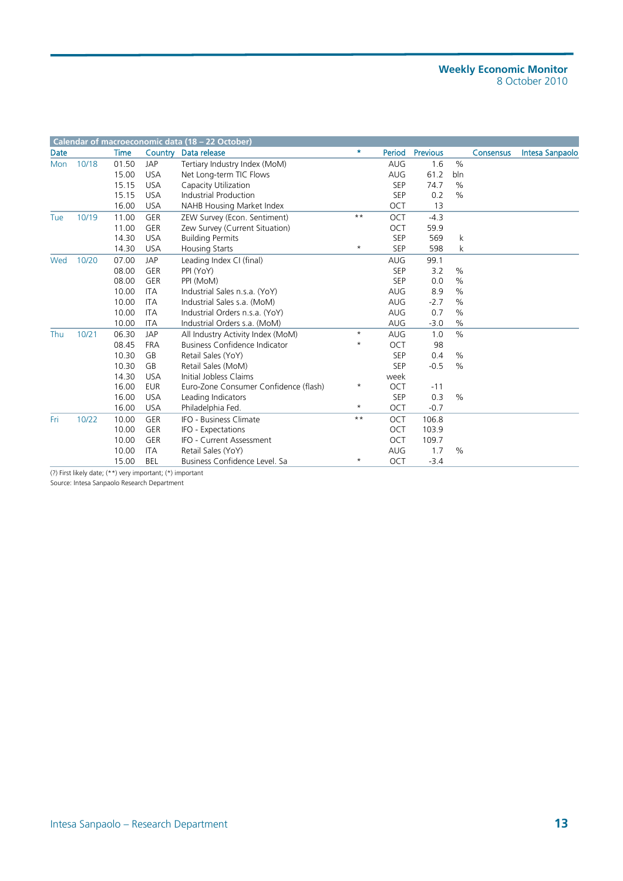**Calendar of macroeconomic data (18 – 22 October)**

| Date | | Time | Country | Data release | * | Period | Previous | | Consensus | Intesa Sanpaolo |
|---|---|---|---|---|---|---|---|---|---|---|
| Mon | 10/18 | 01.50 | JAP | Tertiary Industry Index (MoM) | | AUG | 1.6 | % | | |
| | | 15.00 | USA | Net Long-term TIC Flows | | AUG | 61.2 | bln | | |
| | | 15.15 | USA | Capacity Utilization | | SEP | 74.7 | % | | |
| | | 15.15 | USA | Industrial Production | | SEP | 0.2 | % | | |
| | | 16.00 | USA | NAHB Housing Market Index | | OCT | 13 | | | |
| Tue | 10/19 | 11.00 | GER | ZEW Survey (Econ. Sentiment) | ** | OCT | -4.3 | | | |
| | | 11.00 | GER | Zew Survey (Current Situation) | | OCT | 59.9 | | | |
| | | 14.30 | USA | Building Permits | | SEP | 569 | k | | |
| | | 14.30 | USA | Housing Starts | * | SEP | 598 | k | | |
| Wed | 10/20 | 07.00 | JAP | Leading Index CI (final) | | AUG | 99.1 | | | |
| | | 08.00 | GER | PPI (YoY) | | SEP | 3.2 | % | | |
| | | 08.00 | GER | PPI (MoM) | | SEP | 0.0 | % | | |
| | | 10.00 | ITA | Industrial Sales n.s.a. (YoY) | | AUG | 8.9 | % | | |
| | | 10.00 | ITA | Industrial Sales s.a. (MoM) | | AUG | -2.7 | % | | |
| | | 10.00 | ITA | Industrial Orders n.s.a. (YoY) | | AUG | 0.7 | % | | |
| | | 10.00 | ITA | Industrial Orders s.a. (MoM) | | AUG | -3.0 | % | | |
| Thu | 10/21 | 06.30 | JAP | All Industry Activity Index (MoM) | * | AUG | 1.0 | % | | |
| | | 08.45 | FRA | Business Confidence Indicator | * | OCT | 98 | | | |
| | | 10.30 | GB | Retail Sales (YoY) | | SEP | 0.4 | % | | |
| | | 10.30 | GB | Retail Sales (MoM) | | SEP | -0.5 | % | | |
| | | 14.30 | USA | Initial Jobless Claims | | week | | | | |
| | | 16.00 | EUR | Euro-Zone Consumer Confidence (flash) | * | OCT | -11 | | | |
| | | 16.00 | USA | Leading Indicators | | SEP | 0.3 | % | | |
| | | 16.00 | USA | Philadelphia Fed. | * | OCT | -0.7 | | | |
| Fri | 10/22 | 10.00 | GER | IFO - Business Climate | ** | OCT | 106.8 | | | |
| | | 10.00 | GER | IFO - Expectations | | OCT | 103.9 | | | |
| | | 10.00 | GER | IFO - Current Assessment | | OCT | 109.7 | | | |
| | | 10.00 | ITA | Retail Sales (YoY) | | AUG | 1.7 | % | | |
| | | 15.00 | BEL | Business Confidence Level. Sa | * | OCT | -3.4 | | | |

(?) First likely date; (**) very important; (*) important

Source: Intesa Sanpaolo Research Department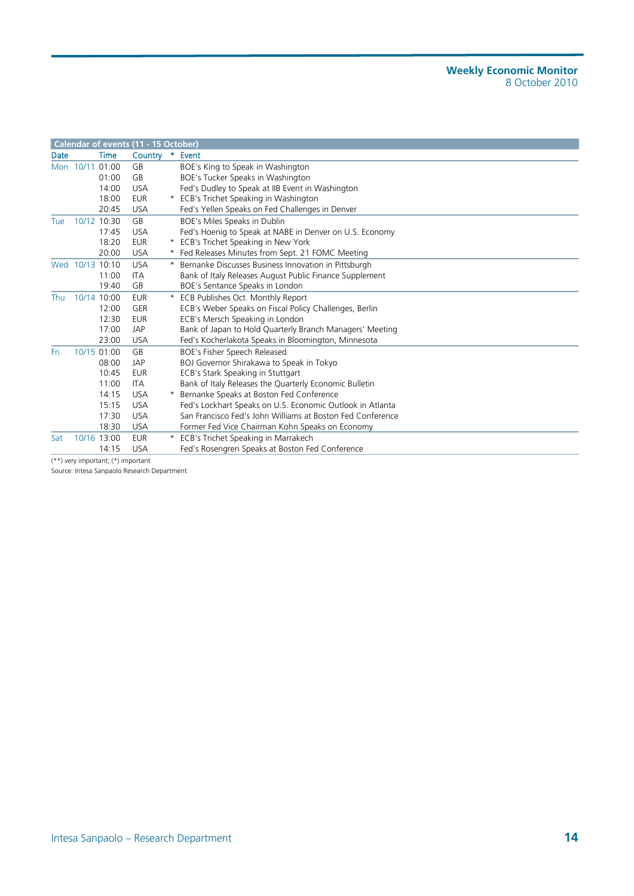**Calendar of events (11 - 15 October)**

| Date | | Time | Country | * | Event |
|---|---|---|---|---|---|
| Mon | 10/11 | 01:00 | GB | | BOE's King to Speak in Washington |
| | | 01:00 | GB | | BOE's Tucker Speaks in Washington |
| | | 14:00 | USA | | Fed's Dudley to Speak at IIB Event in Washington |
| | | 18:00 | EUR | * | ECB's Trichet Speaking in Washington |
| | | 20:45 | USA | | Fed's Yellen Speaks on Fed Challenges in Denver |
| Tue | 10/12 | 10:30 | GB | | BOE's Miles Speaks in Dublin |
| | | 17:45 | USA | | Fed's Hoenig to Speak at NABE in Denver on U.S. Economy |
| | | 18:20 | EUR | * | ECB's Trichet Speaking in New York |
| | | 20:00 | USA | * | Fed Releases Minutes from Sept. 21 FOMC Meeting |
| Wed | 10/13 | 10:10 | USA | * | Bernanke Discusses Business Innovation in Pittsburgh |
| | | 11:00 | ITA | | Bank of Italy Releases August Public Finance Supplement |
| | | 19:40 | GB | | BOE's Sentance Speaks in London |
| Thu | 10/14 | 10:00 | EUR | * | ECB Publishes Oct. Monthly Report |
| | | 12:00 | GER | | ECB's Weber Speaks on Fiscal Policy Challenges, Berlin |
| | | 12:30 | EUR | | ECB's Mersch Speaking in London |
| | | 17:00 | JAP | | Bank of Japan to Hold Quarterly Branch Managers' Meeting |
| | | 23:00 | USA | | Fed's Kocherlakota Speaks in Bloomington, Minnesota |
| Fri | 10/15 | 01:00 | GB | | BOE's Fisher Speech Released |
| | | 08:00 | JAP | | BOJ Governor Shirakawa to Speak in Tokyo |
| | | 10:45 | EUR | | ECB's Stark Speaking in Stuttgart |
| | | 11:00 | ITA | | Bank of Italy Releases the Quarterly Economic Bulletin |
| | | 14:15 | USA | * | Bernanke Speaks at Boston Fed Conference |
| | | 15:15 | USA | | Fed's Lockhart Speaks on U.S. Economic Outlook in Atlanta |
| | | 17:30 | USA | | San Francisco Fed's John Williams at Boston Fed Conference |
| | | 18:30 | USA | | Former Fed Vice Chairman Kohn Speaks on Economy |
| Sat | 10/16 | 13:00 | EUR | * | ECB's Trichet Speaking in Marrakech |
| | | 14:15 | USA | | Fed's Rosengren Speaks at Boston Fed Conference |

(**) very important; (*) important

Source: Intesa Sanpaolo Research Department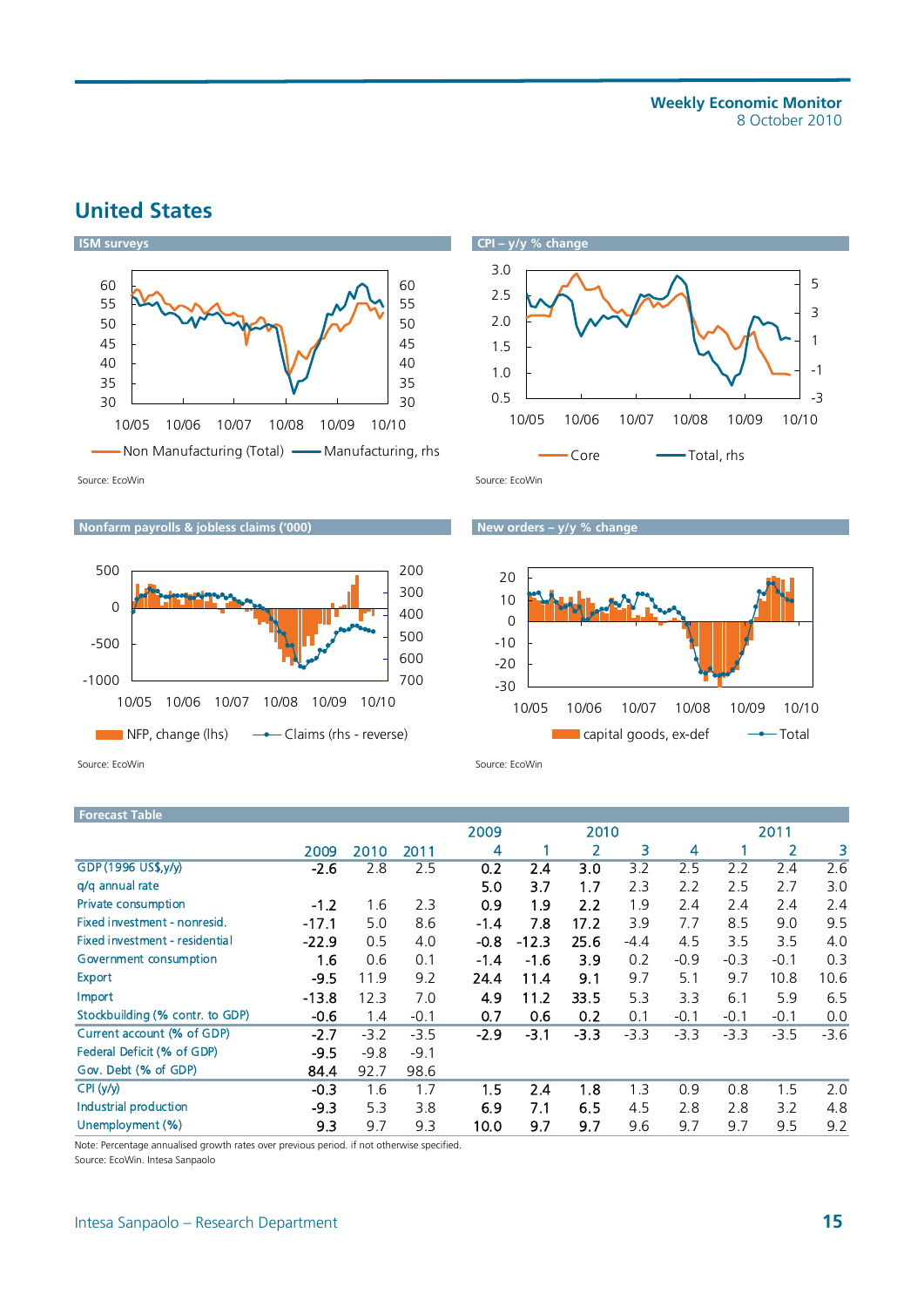## United States

**ISM surveys**

Source: EcoWin

**CPI – y/y % change**

Source: EcoWin

**Nonfarm payrolls & jobless claims ('000)**

Source: EcoWin

**New orders – y/y % change**

Source: EcoWin

**Forecast Table**

| | 2009 | 2010 | 2011 | 2009 4 | 2010 1 | 2 | 3 | 4 | 2011 1 | 2 | 3 |
|---|---|---|---|---|---|---|---|---|---|---|---|
| GDP (1996 US$,y/y) | -2.6 | 2.8 | 2.5 | 0.2 | 2.4 | 3.0 | 3.2 | 2.5 | 2.2 | 2.4 | 2.6 |
| q/q annual rate | | | | 5.0 | 3.7 | 1.7 | 2.3 | 2.2 | 2.5 | 2.7 | 3.0 |
| Private consumption | -1.2 | 1.6 | 2.3 | 0.9 | 1.9 | 2.2 | 1.9 | 2.4 | 2.4 | 2.4 | 2.4 |
| Fixed investment - nonresid. | -17.1 | 5.0 | 8.6 | -1.4 | 7.8 | 17.2 | 3.9 | 7.7 | 8.5 | 9.0 | 9.5 |
| Fixed investment - residential | -22.9 | 0.5 | 4.0 | -0.8 | -12.3 | 25.6 | -4.4 | 4.5 | 3.5 | 3.5 | 4.0 |
| Government consumption | 1.6 | 0.6 | 0.1 | -1.4 | -1.6 | 3.9 | 0.2 | -0.9 | -0.3 | -0.1 | 0.3 |
| Export | -9.5 | 11.9 | 9.2 | 24.4 | 11.4 | 9.1 | 9.7 | 5.1 | 9.7 | 10.8 | 10.6 |
| Import | -13.8 | 12.3 | 7.0 | 4.9 | 11.2 | 33.5 | 5.3 | 3.3 | 6.1 | 5.9 | 6.5 |
| Stockbuilding (% contr. to GDP) | -0.6 | 1.4 | -0.1 | 0.7 | 0.6 | 0.2 | 0.1 | -0.1 | -0.1 | -0.1 | 0.0 |
| Current account (% of GDP) | -2.7 | -3.2 | -3.5 | -2.9 | -3.1 | -3.3 | -3.3 | -3.3 | -3.3 | -3.5 | -3.6 |
| Federal Deficit (% of GDP) | -9.5 | -9.8 | -9.1 | | | | | | | | |
| Gov. Debt (% of GDP) | 84.4 | 92.7 | 98.6 | | | | | | | | |
| CPI (y/y) | -0.3 | 1.6 | 1.7 | 1.5 | 2.4 | 1.8 | 1.3 | 0.9 | 0.8 | 1.5 | 2.0 |
| Industrial production | -9.3 | 5.3 | 3.8 | 6.9 | 7.1 | 6.5 | 4.5 | 2.8 | 2.8 | 3.2 | 4.8 |
| Unemployment (%) | 9.3 | 9.7 | 9.3 | 10.0 | 9.7 | 9.7 | 9.6 | 9.7 | 9.7 | 9.5 | 9.2 |

Note: Percentage annualised growth rates over previous period. if not otherwise specified.
Source: EcoWin. Intesa Sanpaolo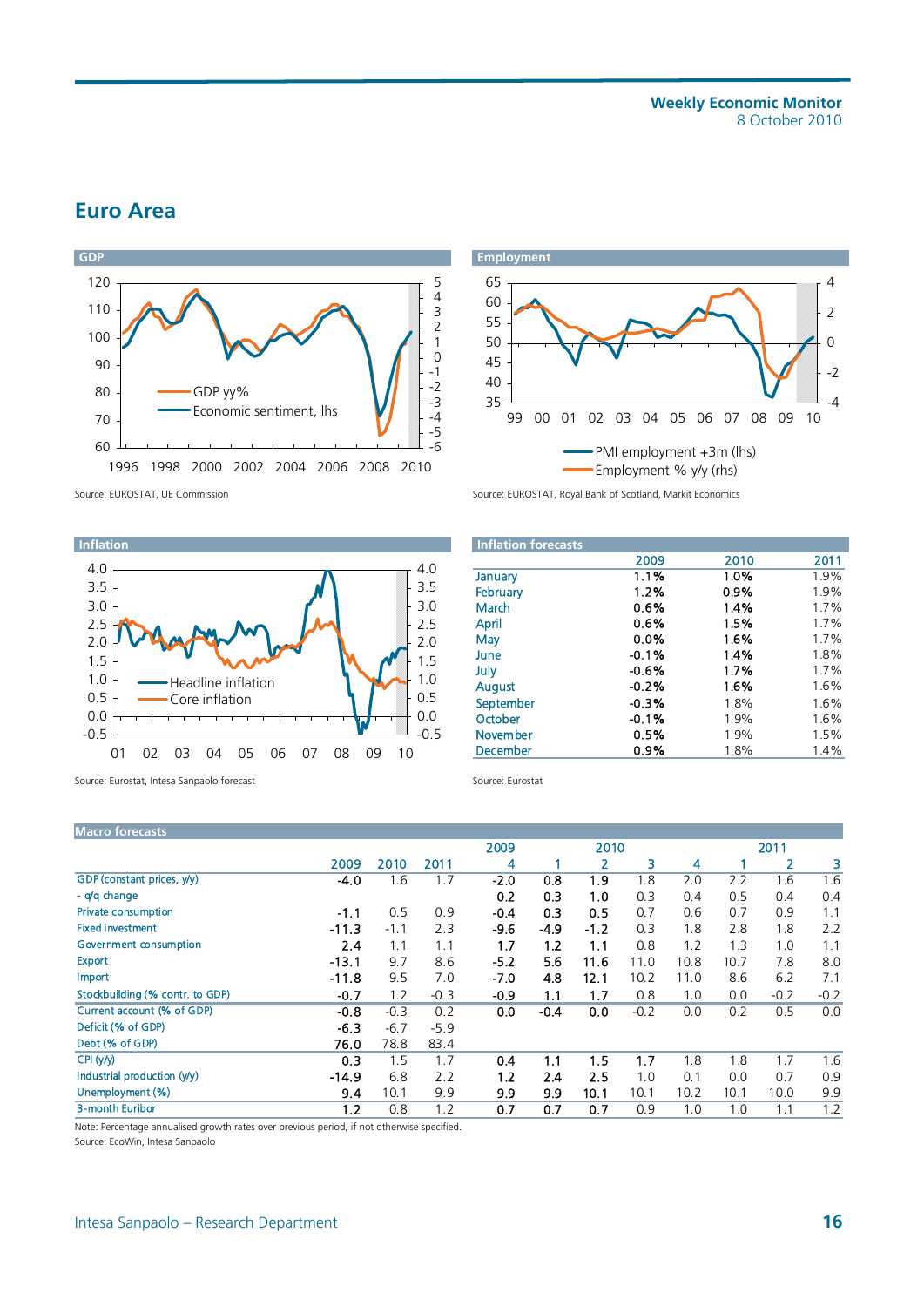## Euro Area

**GDP**

Source: EUROSTAT, UE Commission

**Employment**

Source: EUROSTAT, Royal Bank of Scotland, Markit Economics

**Inflation**

Source: Eurostat, Intesa Sanpaolo forecast

**Inflation forecasts**

| | 2009 | 2010 | 2011 |
|---|---|---|---|
| January | 1.1% | 1.0% | 1.9% |
| February | 1.2% | 0.9% | 1.9% |
| March | 0.6% | 1.4% | 1.7% |
| April | 0.6% | 1.5% | 1.7% |
| May | 0.0% | 1.6% | 1.7% |
| June | -0.1% | 1.4% | 1.8% |
| July | -0.6% | 1.7% | 1.7% |
| August | -0.2% | 1.6% | 1.6% |
| September | -0.3% | 1.8% | 1.6% |
| October | -0.1% | 1.9% | 1.6% |
| November | 0.5% | 1.9% | 1.5% |
| December | 0.9% | 1.8% | 1.4% |

Source: Eurostat

**Macro forecasts**

| | 2009 | 2010 | 2011 | 2009 | 2010 | | | | 2011 | | |
|---|---|---|---|---|---|---|---|---|---|---|---|
| | | | | 4 | 1 | 2 | 3 | 4 | 1 | 2 | 3 |
| GDP (constant prices, y/y) | -4.0 | 1.6 | 1.7 | -2.0 | 0.8 | 1.9 | 1.8 | 2.0 | 2.2 | 1.6 | 1.6 |
| - q/q change | | | | 0.2 | 0.3 | 1.0 | 0.3 | 0.4 | 0.5 | 0.4 | 0.4 |
| Private consumption | -1.1 | 0.5 | 0.9 | -0.4 | 0.3 | 0.5 | 0.7 | 0.6 | 0.7 | 0.9 | 1.1 |
| Fixed investment | -11.3 | -1.1 | 2.3 | -9.6 | -4.9 | -1.2 | 0.3 | 1.8 | 2.8 | 1.8 | 2.2 |
| Government consumption | 2.4 | 1.1 | 1.1 | 1.7 | 1.2 | 1.1 | 0.8 | 1.2 | 1.3 | 1.0 | 1.1 |
| Export | -13.1 | 9.7 | 8.6 | -5.2 | 5.6 | 11.6 | 11.0 | 10.8 | 10.7 | 7.8 | 8.0 |
| Import | -11.8 | 9.5 | 7.0 | -7.0 | 4.8 | 12.1 | 10.2 | 11.0 | 8.6 | 6.2 | 7.1 |
| Stockbuilding (% contr. to GDP) | -0.7 | 1.2 | -0.3 | -0.9 | 1.1 | 1.7 | 0.8 | 1.0 | 0.0 | -0.2 | -0.2 |
| Current account (% of GDP) | -0.8 | -0.3 | 0.2 | 0.0 | -0.4 | 0.0 | -0.2 | 0.0 | 0.2 | 0.5 | 0.0 |
| Deficit (% of GDP) | -6.3 | -6.7 | -5.9 | | | | | | | | |
| Debt (% of GDP) | 76.0 | 78.8 | 83.4 | | | | | | | | |
| CPI (y/y) | 0.3 | 1.5 | 1.7 | 0.4 | 1.1 | 1.5 | 1.7 | 1.8 | 1.8 | 1.7 | 1.6 |
| Industrial production (y/y) | -14.9 | 6.8 | 2.2 | 1.2 | 2.4 | 2.5 | 1.0 | 0.1 | 0.0 | 0.7 | 0.9 |
| Unemployment (%) | 9.4 | 10.1 | 9.9 | 9.9 | 9.9 | 10.1 | 10.1 | 10.2 | 10.1 | 10.0 | 9.9 |
| 3-month Euribor | 1.2 | 0.8 | 1.2 | 0.7 | 0.7 | 0.7 | 0.9 | 1.0 | 1.0 | 1.1 | 1.2 |

Note: Percentage annualised growth rates over previous period, if not otherwise specified.
Source: EcoWin, Intesa Sanpaolo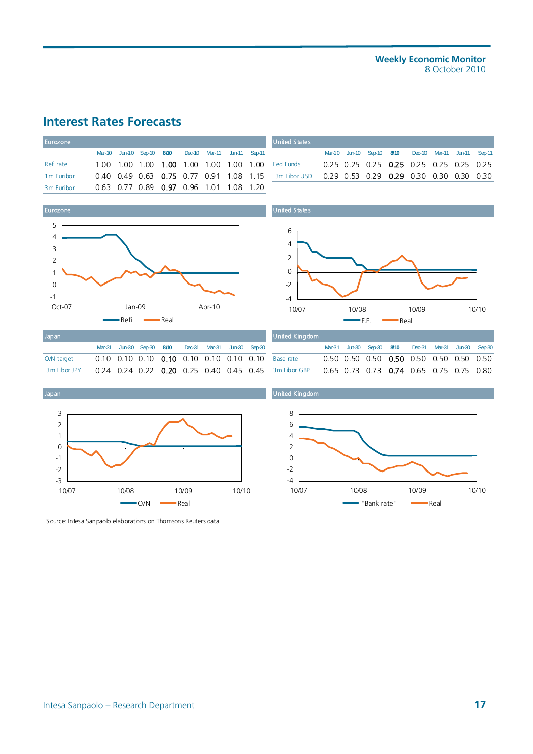## Interest Rates Forecasts

| Eurozone | Mar-10 | Jun-10 | Sep-10 | 8/10 | Dec-10 | Mar-11 | Jun-11 | Sep-11 |
|---|---|---|---|---|---|---|---|---|
| Refi rate | 1.00 | 1.00 | 1.00 | **1.00** | 1.00 | 1.00 | 1.00 | 1.00 |
| 1m Euribor | 0.40 | 0.49 | 0.63 | **0.75** | 0.77 | 0.91 | 1.08 | 1.15 |
| 3m Euribor | 0.63 | 0.77 | 0.89 | **0.97** | 0.96 | 1.01 | 1.08 | 1.20 |

| United States | Mar-10 | Jun-10 | Sep-10 | 8/10 | Dec-10 | Mar-11 | Jun-11 | Sep-11 |
|---|---|---|---|---|---|---|---|---|
| Fed Funds | 0.25 | 0.25 | 0.25 | **0.25** | 0.25 | 0.25 | 0.25 | 0.25 |
| 3m Libor USD | 0.29 | 0.53 | 0.29 | **0.29** | 0.30 | 0.30 | 0.30 | 0.30 |

Eurozone

United States

| Japan | Mar-31 | Jun-30 | Sep-30 | 8/10 | Dec-31 | Mar-31 | Jun-30 | Sep-30 |
|---|---|---|---|---|---|---|---|---|
| O/N target | 0.10 | 0.10 | 0.10 | **0.10** | 0.10 | 0.10 | 0.10 | 0.10 |
| 3m Libor JPY | 0.24 | 0.24 | 0.22 | **0.20** | 0.25 | 0.40 | 0.45 | 0.45 |

| United Kingdom | Mar-31 | Jun-30 | Sep-30 | 8/10 | Dec-31 | Mar-31 | Jun-30 | Sep-30 |
|---|---|---|---|---|---|---|---|---|
| Base rate | 0.50 | 0.50 | 0.50 | **0.50** | 0.50 | 0.50 | 0.50 | 0.50 |
| 3m Libor GBP | 0.65 | 0.73 | 0.73 | **0.74** | 0.65 | 0.75 | 0.75 | 0.80 |

Japan

United Kingdom

Source: Intesa Sanpaolo elaborations on Thomsons Reuters data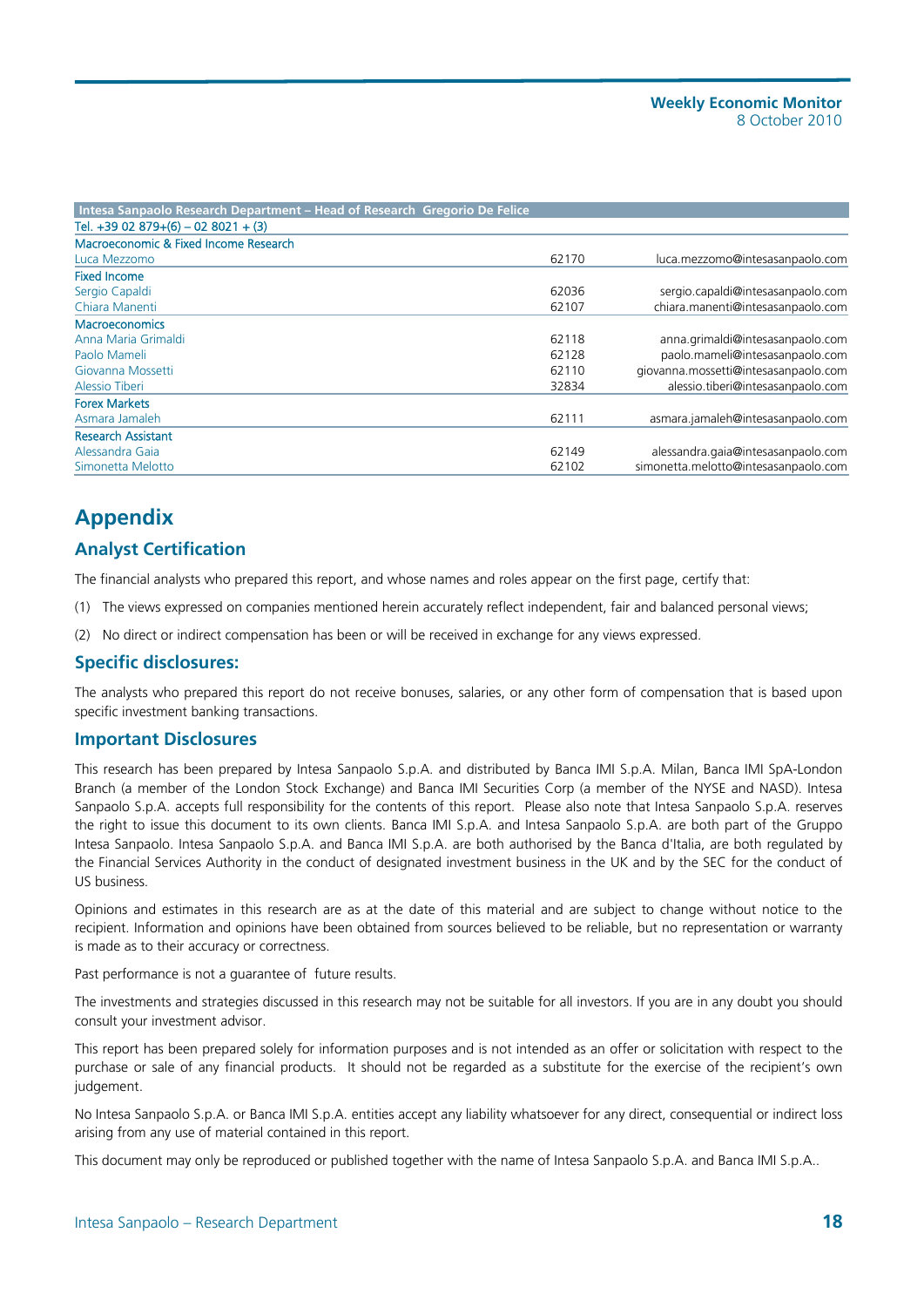| Intesa Sanpaolo Research Department – Head of Research Gregorio De Felice | | |
|---|---|---|
| Tel. +39 02 879+(6) – 02 8021 + (3) | | |
| Macroeconomic & Fixed Income Research | | |
| Luca Mezzomo | 62170 | luca.mezzomo@intesasanpaolo.com |
| Fixed Income | | |
| Sergio Capaldi | 62036 | sergio.capaldi@intesasanpaolo.com |
| Chiara Manenti | 62107 | chiara.manenti@intesasanpaolo.com |
| Macroeconomics | | |
| Anna Maria Grimaldi | 62118 | anna.grimaldi@intesasanpaolo.com |
| Paolo Mameli | 62128 | paolo.mameli@intesasanpaolo.com |
| Giovanna Mossetti | 62110 | giovanna.mossetti@intesasanpaolo.com |
| Alessio Tiberi | 32834 | alessio.tiberi@intesasanpaolo.com |
| Forex Markets | | |
| Asmara Jamaleh | 62111 | asmara.jamaleh@intesasanpaolo.com |
| Research Assistant | | |
| Alessandra Gaia | 62149 | alessandra.gaia@intesasanpaolo.com |
| Simonetta Melotto | 62102 | simonetta.melotto@intesasanpaolo.com |

# Appendix

## Analyst Certification

The financial analysts who prepared this report, and whose names and roles appear on the first page, certify that:

(1) The views expressed on companies mentioned herein accurately reflect independent, fair and balanced personal views;

(2) No direct or indirect compensation has been or will be received in exchange for any views expressed.

## Specific disclosures:

The analysts who prepared this report do not receive bonuses, salaries, or any other form of compensation that is based upon specific investment banking transactions.

## Important Disclosures

This research has been prepared by Intesa Sanpaolo S.p.A. and distributed by Banca IMI S.p.A. Milan, Banca IMI SpA-London Branch (a member of the London Stock Exchange) and Banca IMI Securities Corp (a member of the NYSE and NASD). Intesa Sanpaolo S.p.A. accepts full responsibility for the contents of this report. Please also note that Intesa Sanpaolo S.p.A. reserves the right to issue this document to its own clients. Banca IMI S.p.A. and Intesa Sanpaolo S.p.A. are both part of the Gruppo Intesa Sanpaolo. Intesa Sanpaolo S.p.A. and Banca IMI S.p.A. are both authorised by the Banca d'Italia, are both regulated by the Financial Services Authority in the conduct of designated investment business in the UK and by the SEC for the conduct of US business.

Opinions and estimates in this research are as at the date of this material and are subject to change without notice to the recipient. Information and opinions have been obtained from sources believed to be reliable, but no representation or warranty is made as to their accuracy or correctness.

Past performance is not a guarantee of future results.

The investments and strategies discussed in this research may not be suitable for all investors. If you are in any doubt you should consult your investment advisor.

This report has been prepared solely for information purposes and is not intended as an offer or solicitation with respect to the purchase or sale of any financial products. It should not be regarded as a substitute for the exercise of the recipient's own judgement.

No Intesa Sanpaolo S.p.A. or Banca IMI S.p.A. entities accept any liability whatsoever for any direct, consequential or indirect loss arising from any use of material contained in this report.

This document may only be reproduced or published together with the name of Intesa Sanpaolo S.p.A. and Banca IMI S.p.A..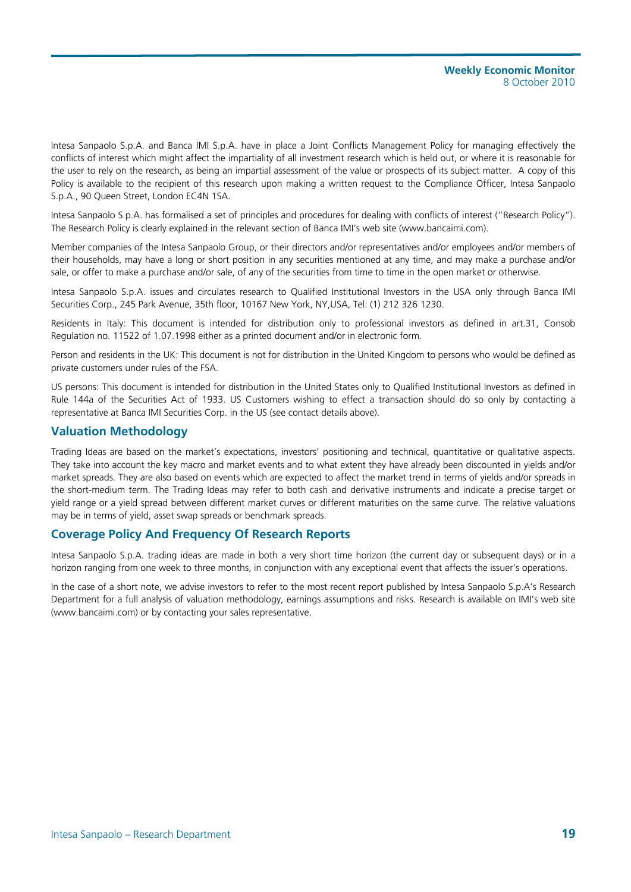Intesa Sanpaolo S.p.A. and Banca IMI S.p.A. have in place a Joint Conflicts Management Policy for managing effectively the conflicts of interest which might affect the impartiality of all investment research which is held out, or where it is reasonable for the user to rely on the research, as being an impartial assessment of the value or prospects of its subject matter. A copy of this Policy is available to the recipient of this research upon making a written request to the Compliance Officer, Intesa Sanpaolo S.p.A., 90 Queen Street, London EC4N 1SA.

Intesa Sanpaolo S.p.A. has formalised a set of principles and procedures for dealing with conflicts of interest ("Research Policy"). The Research Policy is clearly explained in the relevant section of Banca IMI's web site (www.bancaimi.com).

Member companies of the Intesa Sanpaolo Group, or their directors and/or representatives and/or employees and/or members of their households, may have a long or short position in any securities mentioned at any time, and may make a purchase and/or sale, or offer to make a purchase and/or sale, of any of the securities from time to time in the open market or otherwise.

Intesa Sanpaolo S.p.A. issues and circulates research to Qualified Institutional Investors in the USA only through Banca IMI Securities Corp., 245 Park Avenue, 35th floor, 10167 New York, NY,USA, Tel: (1) 212 326 1230.

Residents in Italy: This document is intended for distribution only to professional investors as defined in art.31, Consob Regulation no. 11522 of 1.07.1998 either as a printed document and/or in electronic form.

Person and residents in the UK: This document is not for distribution in the United Kingdom to persons who would be defined as private customers under rules of the FSA.

US persons: This document is intended for distribution in the United States only to Qualified Institutional Investors as defined in Rule 144a of the Securities Act of 1933. US Customers wishing to effect a transaction should do so only by contacting a representative at Banca IMI Securities Corp. in the US (see contact details above).

## Valuation Methodology

Trading Ideas are based on the market's expectations, investors' positioning and technical, quantitative or qualitative aspects. They take into account the key macro and market events and to what extent they have already been discounted in yields and/or market spreads. They are also based on events which are expected to affect the market trend in terms of yields and/or spreads in the short-medium term. The Trading Ideas may refer to both cash and derivative instruments and indicate a precise target or yield range or a yield spread between different market curves or different maturities on the same curve. The relative valuations may be in terms of yield, asset swap spreads or benchmark spreads.

## Coverage Policy And Frequency Of Research Reports

Intesa Sanpaolo S.p.A. trading ideas are made in both a very short time horizon (the current day or subsequent days) or in a horizon ranging from one week to three months, in conjunction with any exceptional event that affects the issuer's operations.

In the case of a short note, we advise investors to refer to the most recent report published by Intesa Sanpaolo S.p.A's Research Department for a full analysis of valuation methodology, earnings assumptions and risks. Research is available on IMI's web site (www.bancaimi.com) or by contacting your sales representative.